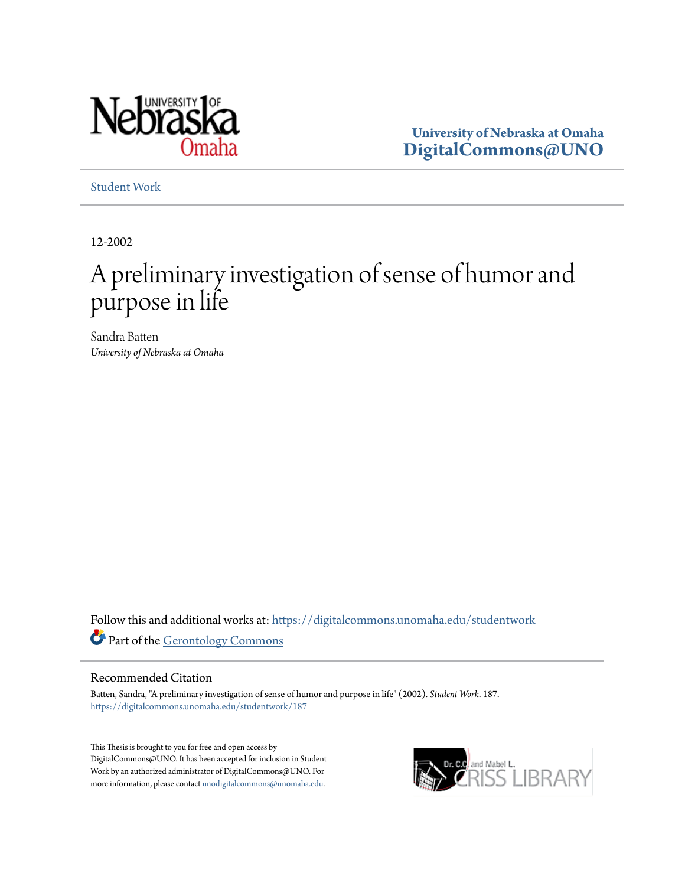University of Nebraska at Omaha
**DigitalCommons@UNO**

Student Work

12-2002

# A preliminary investigation of sense of humor and purpose in life

Sandra Batten
*University of Nebraska at Omaha*

Follow this and additional works at: https://digitalcommons.unomaha.edu/studentwork

Part of the Gerontology Commons

## Recommended Citation

Batten, Sandra, "A preliminary investigation of sense of humor and purpose in life" (2002). *Student Work*. 187.
https://digitalcommons.unomaha.edu/studentwork/187

This Thesis is brought to you for free and open access by DigitalCommons@UNO. It has been accepted for inclusion in Student Work by an authorized administrator of DigitalCommons@UNO. For more information, please contact unodigitalcommons@unomaha.edu.

Dr. C.C. and Mabel L. Criss Library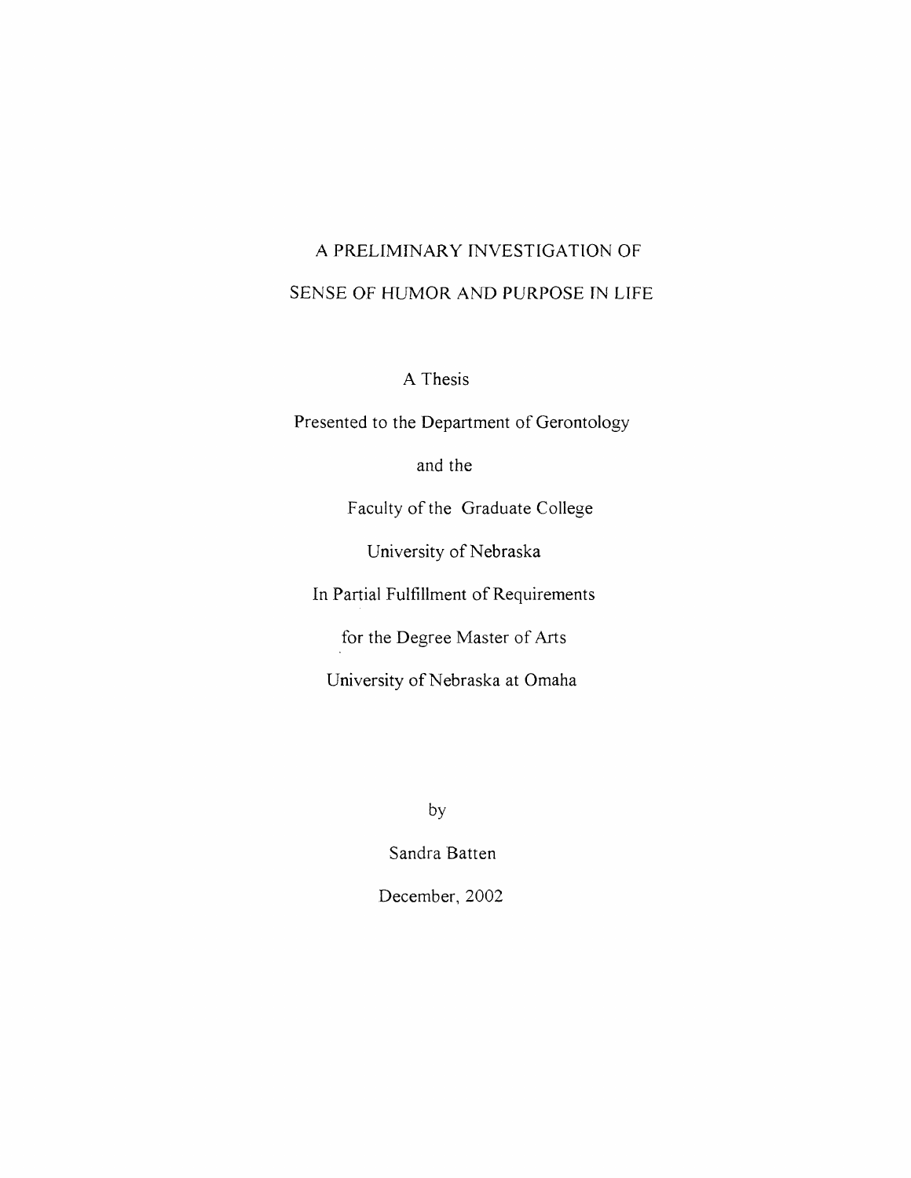# A PRELIMINARY INVESTIGATION OF SENSE OF HUMOR AND PURPOSE IN LIFE

A Thesis

Presented to the Department of Gerontology

and the

Faculty of the Graduate College

University of Nebraska

In Partial Fulfillment of Requirements

for the Degree Master of Arts

University of Nebraska at Omaha

by

Sandra Batten

December, 2002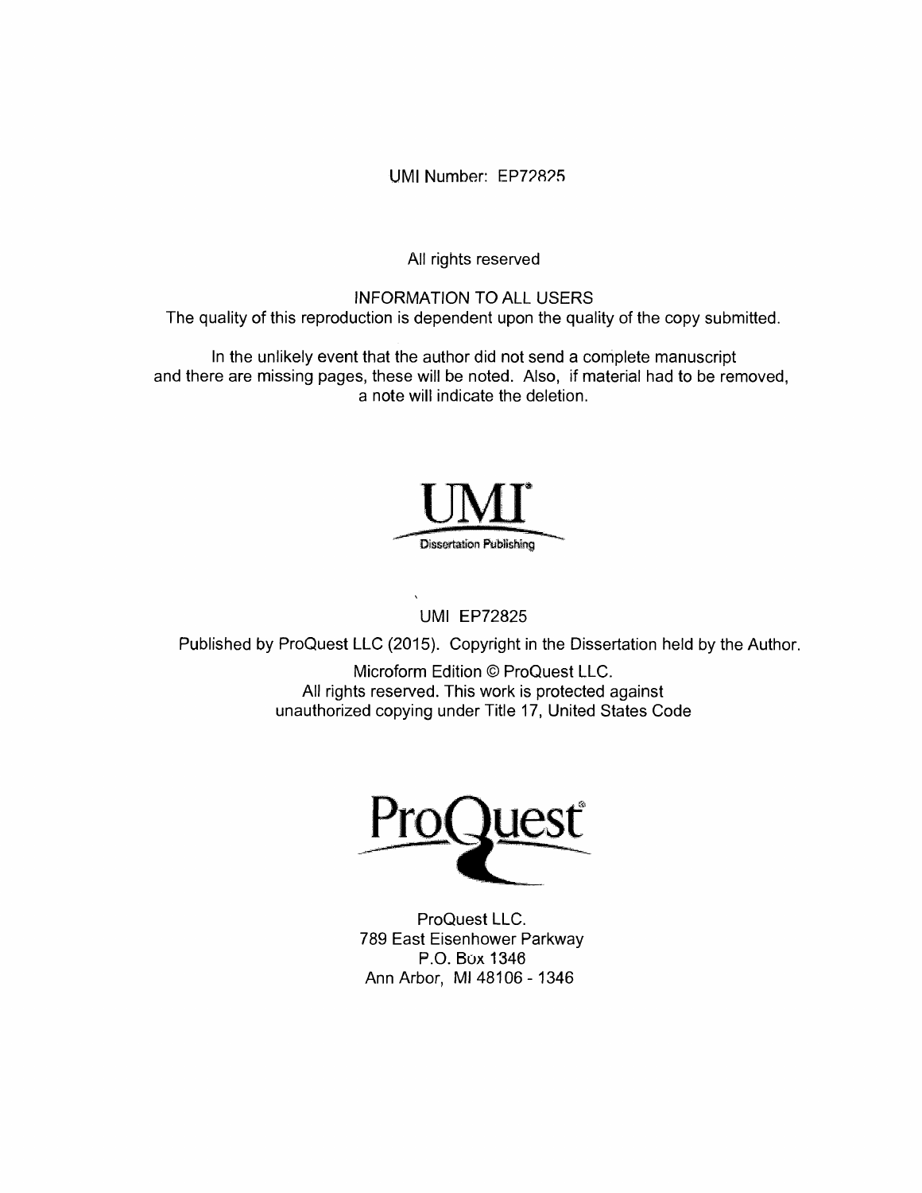UMI Number: EP72825

All rights reserved

INFORMATION TO ALL USERS
The quality of this reproduction is dependent upon the quality of the copy submitted.

In the unlikely event that the author did not send a complete manuscript and there are missing pages, these will be noted. Also, if material had to be removed, a note will indicate the deletion.

UMI
Dissertation Publishing

UMI EP72825

Published by ProQuest LLC (2015). Copyright in the Dissertation held by the Author.

Microform Edition © ProQuest LLC.
All rights reserved. This work is protected against unauthorized copying under Title 17, United States Code

ProQuest

ProQuest LLC.
789 East Eisenhower Parkway
P.O. Box 1346
Ann Arbor, MI 48106 - 1346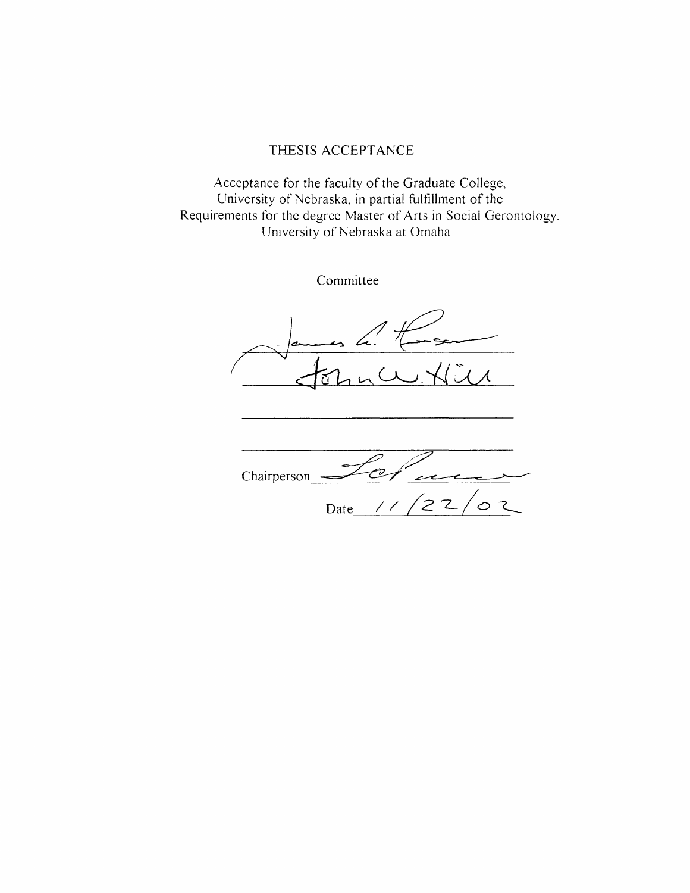# THESIS ACCEPTANCE

Acceptance for the faculty of the Graduate College, University of Nebraska, in partial fulfillment of the Requirements for the degree Master of Arts in Social Gerontology, University of Nebraska at Omaha

Committee

James A. Thorson

John W. Hill

\_\_\_\_\_\_\_\_\_\_\_\_\_\_\_\_\_\_\_\_\_\_\_\_\_\_\_\_\_\_\_\_

\_\_\_\_\_\_\_\_\_\_\_\_\_\_\_\_\_\_\_\_\_\_\_\_\_\_\_\_\_\_\_\_

Chairperson \_\_\_\_\_\_\_\_\_\_\_\_\_\_\_\_\_\_\_\_\_\_\_\_\_\_

Date 11/22/02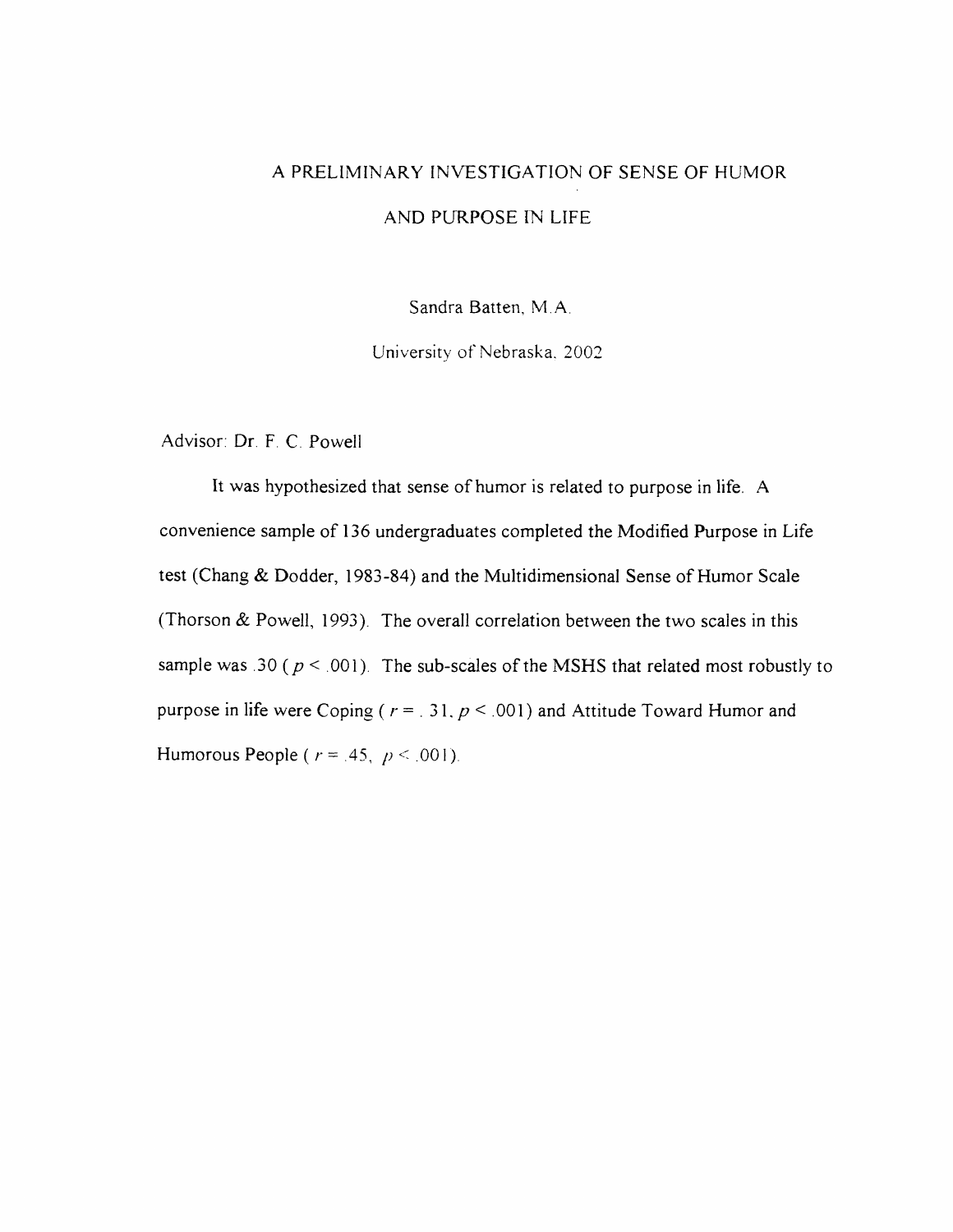# A PRELIMINARY INVESTIGATION OF SENSE OF HUMOR AND PURPOSE IN LIFE

Sandra Batten, M.A.

University of Nebraska, 2002

Advisor: Dr. F. C. Powell

It was hypothesized that sense of humor is related to purpose in life. A convenience sample of 136 undergraduates completed the Modified Purpose in Life test (Chang & Dodder, 1983-84) and the Multidimensional Sense of Humor Scale (Thorson & Powell, 1993). The overall correlation between the two scales in this sample was .30 ( $p < .001$). The sub-scales of the MSHS that related most robustly to purpose in life were Coping ( $r = .31$, $p < .001$) and Attitude Toward Humor and Humorous People ( $r = .45$, $p < .001$).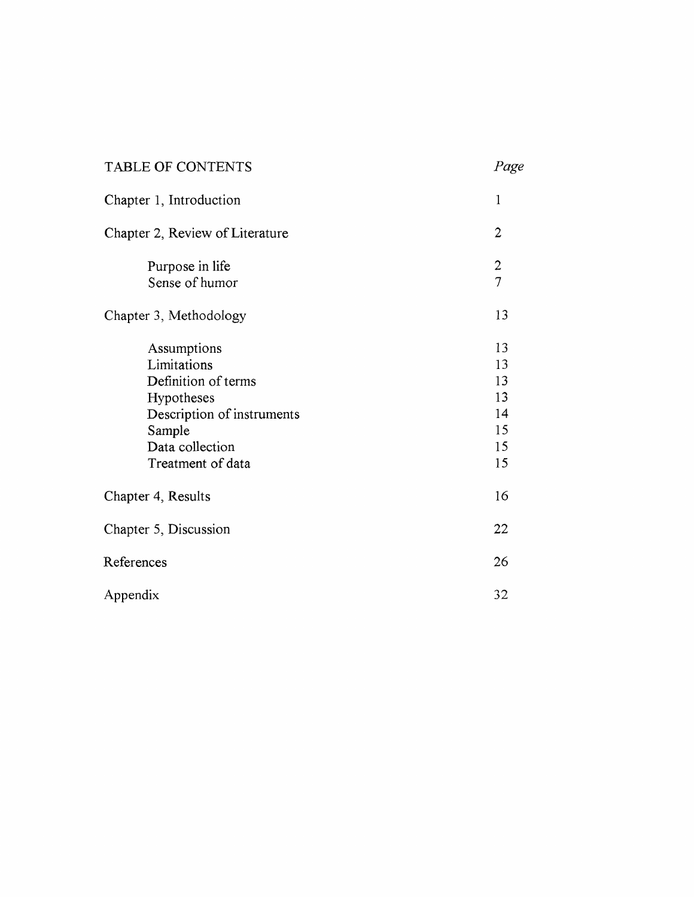| TABLE OF CONTENTS | *Page* |
| --- | --- |
| Chapter 1, Introduction | 1 |
| Chapter 2, Review of Literature | 2 |
| &nbsp;&nbsp;&nbsp;&nbsp;Purpose in life | 2 |
| &nbsp;&nbsp;&nbsp;&nbsp;Sense of humor | 7 |
| Chapter 3, Methodology | 13 |
| &nbsp;&nbsp;&nbsp;&nbsp;Assumptions | 13 |
| &nbsp;&nbsp;&nbsp;&nbsp;Limitations | 13 |
| &nbsp;&nbsp;&nbsp;&nbsp;Definition of terms | 13 |
| &nbsp;&nbsp;&nbsp;&nbsp;Hypotheses | 13 |
| &nbsp;&nbsp;&nbsp;&nbsp;Description of instruments | 14 |
| &nbsp;&nbsp;&nbsp;&nbsp;Sample | 15 |
| &nbsp;&nbsp;&nbsp;&nbsp;Data collection | 15 |
| &nbsp;&nbsp;&nbsp;&nbsp;Treatment of data | 15 |
| Chapter 4, Results | 16 |
| Chapter 5, Discussion | 22 |
| References | 26 |
| Appendix | 32 |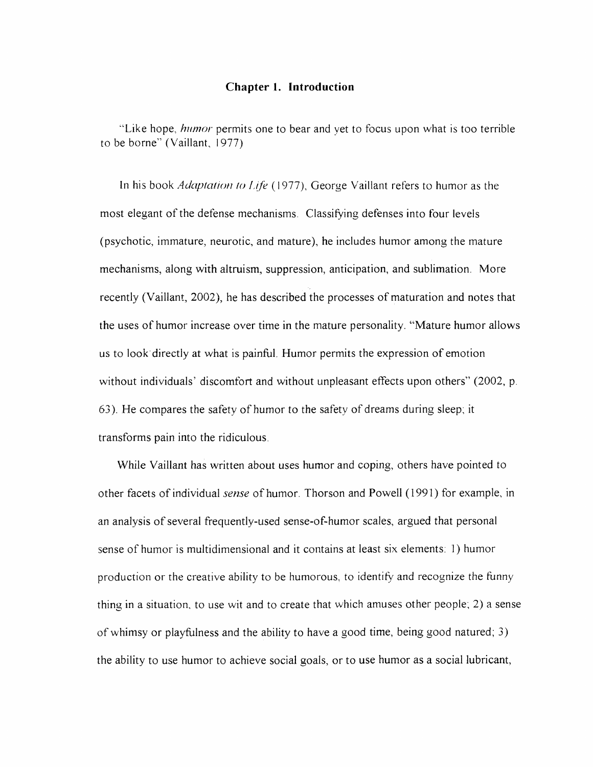# Chapter 1. Introduction

"Like hope, *humor* permits one to bear and yet to focus upon what is too terrible to be borne" (Vaillant, 1977)

In his book *Adaptation to Life* (1977), George Vaillant refers to humor as the most elegant of the defense mechanisms. Classifying defenses into four levels (psychotic, immature, neurotic, and mature), he includes humor among the mature mechanisms, along with altruism, suppression, anticipation, and sublimation. More recently (Vaillant, 2002), he has described the processes of maturation and notes that the uses of humor increase over time in the mature personality. "Mature humor allows us to look directly at what is painful. Humor permits the expression of emotion without individuals' discomfort and without unpleasant effects upon others" (2002, p. 63). He compares the safety of humor to the safety of dreams during sleep; it transforms pain into the ridiculous.

While Vaillant has written about uses humor and coping, others have pointed to other facets of individual *sense* of humor. Thorson and Powell (1991) for example, in an analysis of several frequently-used sense-of-humor scales, argued that personal sense of humor is multidimensional and it contains at least six elements: 1) humor production or the creative ability to be humorous, to identify and recognize the funny thing in a situation, to use wit and to create that which amuses other people; 2) a sense of whimsy or playfulness and the ability to have a good time, being good natured; 3) the ability to use humor to achieve social goals, or to use humor as a social lubricant,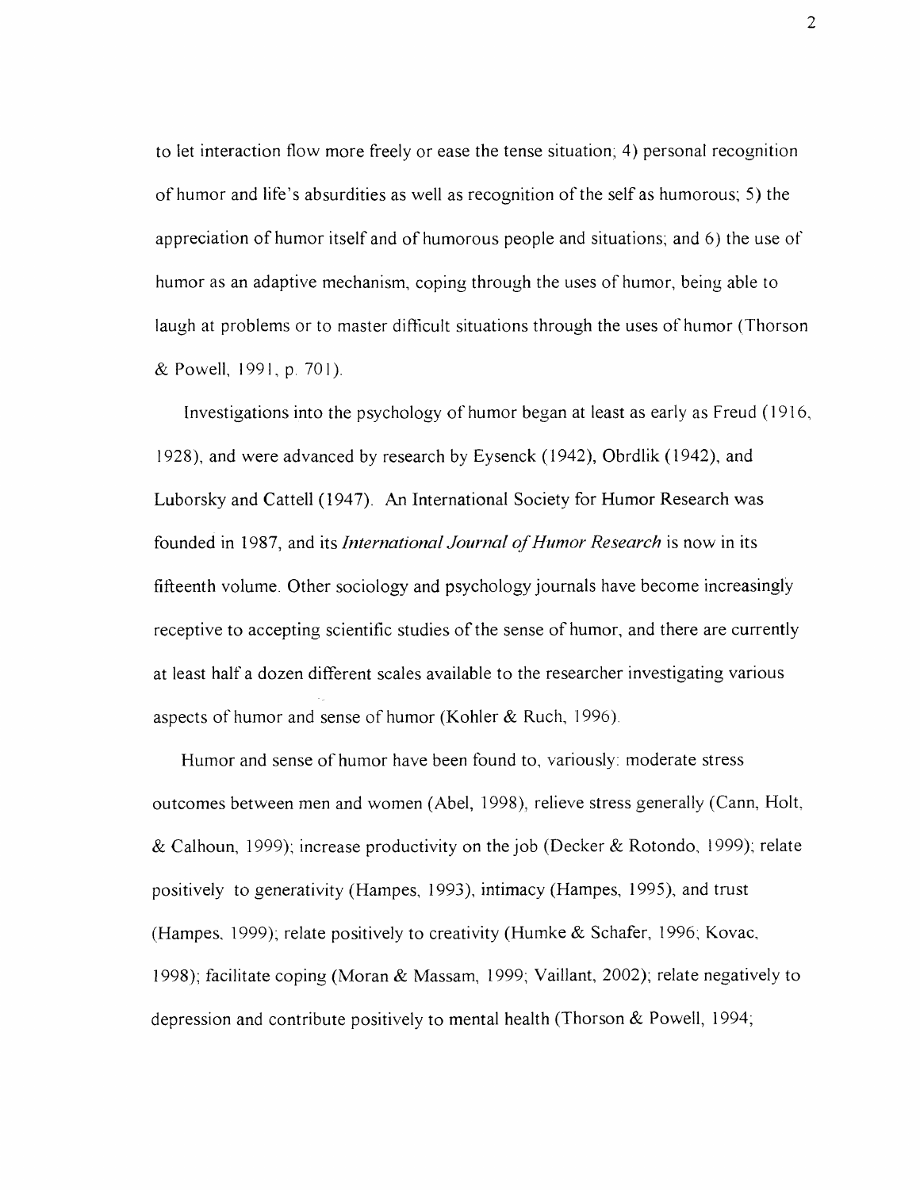to let interaction flow more freely or ease the tense situation; 4) personal recognition of humor and life's absurdities as well as recognition of the self as humorous; 5) the appreciation of humor itself and of humorous people and situations; and 6) the use of humor as an adaptive mechanism, coping through the uses of humor, being able to laugh at problems or to master difficult situations through the uses of humor (Thorson & Powell, 1991, p. 701).

Investigations into the psychology of humor began at least as early as Freud (1916, 1928), and were advanced by research by Eysenck (1942), Obrdlik (1942), and Luborsky and Cattell (1947). An International Society for Humor Research was founded in 1987, and its *International Journal of Humor Research* is now in its fifteenth volume. Other sociology and psychology journals have become increasingly receptive to accepting scientific studies of the sense of humor, and there are currently at least half a dozen different scales available to the researcher investigating various aspects of humor and sense of humor (Kohler & Ruch, 1996).

Humor and sense of humor have been found to, variously: moderate stress outcomes between men and women (Abel, 1998), relieve stress generally (Cann, Holt, & Calhoun, 1999); increase productivity on the job (Decker & Rotondo, 1999); relate positively to generativity (Hampes, 1993), intimacy (Hampes, 1995), and trust (Hampes, 1999); relate positively to creativity (Humke & Schafer, 1996; Kovac, 1998); facilitate coping (Moran & Massam, 1999; Vaillant, 2002); relate negatively to depression and contribute positively to mental health (Thorson & Powell, 1994;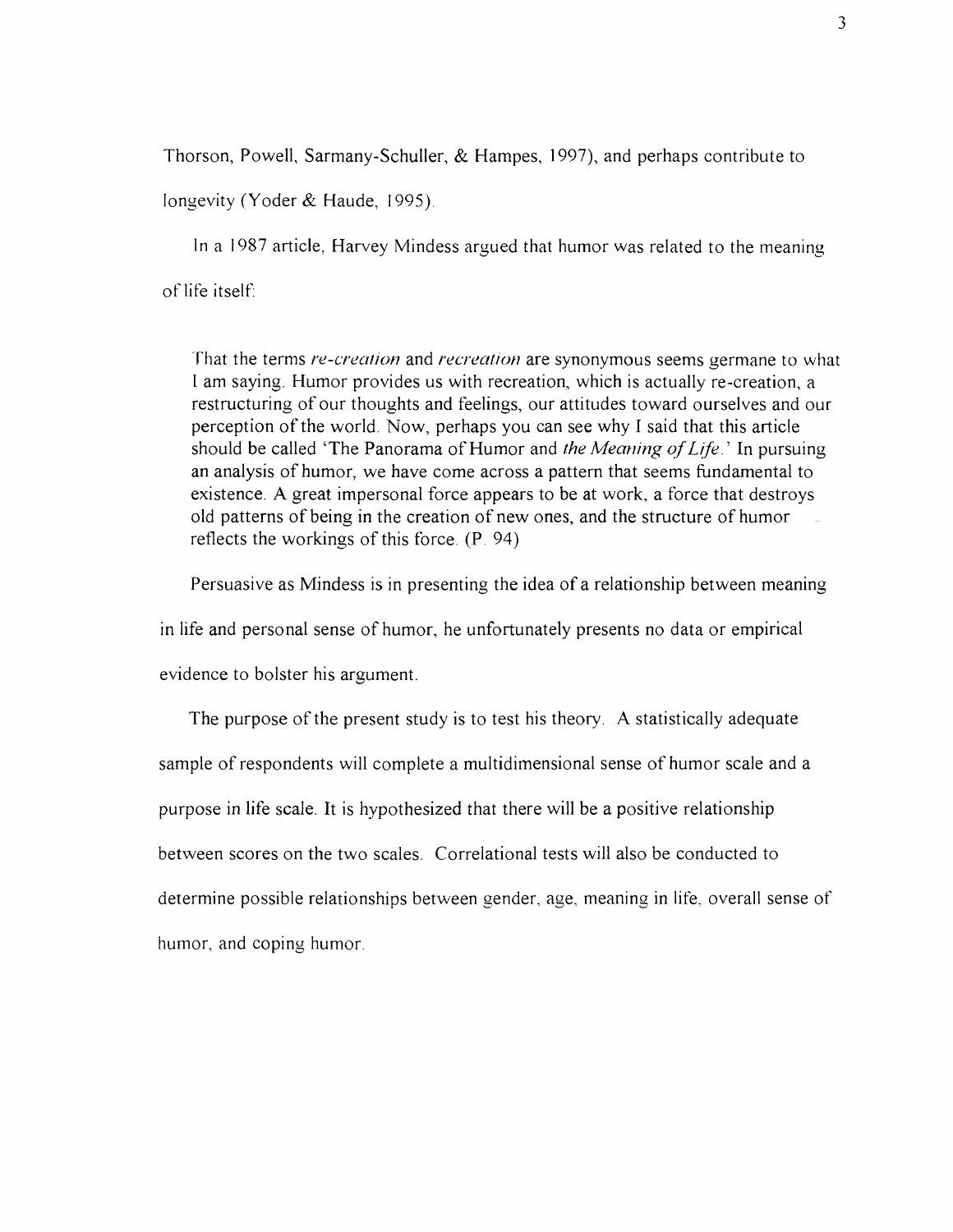Thorson, Powell, Sarmany-Schuller, & Hampes, 1997), and perhaps contribute to longevity (Yoder & Haude, 1995).

In a 1987 article, Harvey Mindess argued that humor was related to the meaning of life itself:

> That the terms *re-creation* and *recreation* are synonymous seems germane to what I am saying. Humor provides us with recreation, which is actually re-creation, a restructuring of our thoughts and feelings, our attitudes toward ourselves and our perception of the world. Now, perhaps you can see why I said that this article should be called 'The Panorama of Humor and *the Meaning of Life*.' In pursuing an analysis of humor, we have come across a pattern that seems fundamental to existence. A great impersonal force appears to be at work, a force that destroys old patterns of being in the creation of new ones, and the structure of humor reflects the workings of this force. (P. 94)

Persuasive as Mindess is in presenting the idea of a relationship between meaning in life and personal sense of humor, he unfortunately presents no data or empirical evidence to bolster his argument.

The purpose of the present study is to test his theory. A statistically adequate sample of respondents will complete a multidimensional sense of humor scale and a purpose in life scale. It is hypothesized that there will be a positive relationship between scores on the two scales. Correlational tests will also be conducted to determine possible relationships between gender, age, meaning in life, overall sense of humor, and coping humor.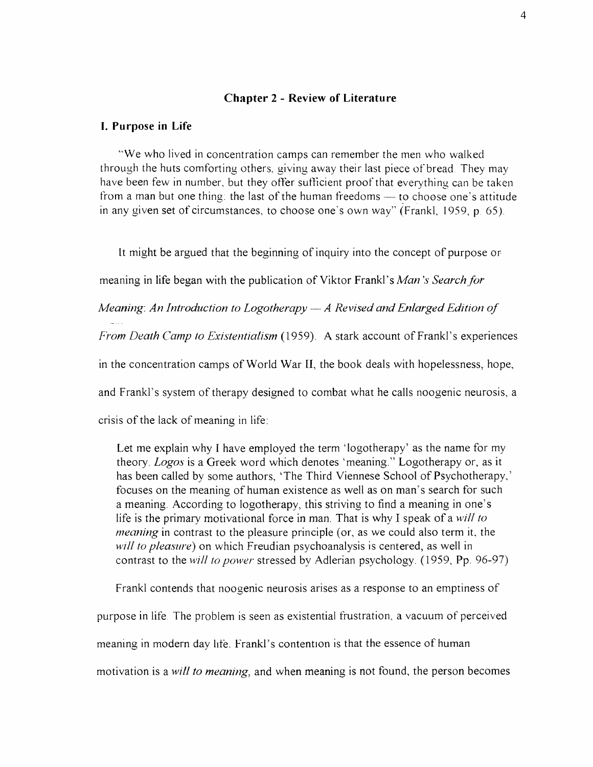## Chapter 2 - Review of Literature

### I. Purpose in Life

"We who lived in concentration camps can remember the men who walked through the huts comforting others, giving away their last piece of bread. They may have been few in number, but they offer sufficient proof that everything can be taken from a man but one thing: the last of the human freedoms — to choose one's attitude in any given set of circumstances, to choose one's own way" (Frankl, 1959, p. 65).

It might be argued that the beginning of inquiry into the concept of purpose or meaning in life began with the publication of Viktor Frankl's *Man's Search for Meaning: An Introduction to Logotherapy — A Revised and Enlarged Edition of From Death Camp to Existentialism* (1959). A stark account of Frankl's experiences in the concentration camps of World War II, the book deals with hopelessness, hope, and Frankl's system of therapy designed to combat what he calls noogenic neurosis, a crisis of the lack of meaning in life:

> Let me explain why I have employed the term 'logotherapy' as the name for my theory. *Logos* is a Greek word which denotes 'meaning." Logotherapy or, as it has been called by some authors, 'The Third Viennese School of Psychotherapy,' focuses on the meaning of human existence as well as on man's search for such a meaning. According to logotherapy, this striving to find a meaning in one's life is the primary motivational force in man. That is why I speak of a *will to meaning* in contrast to the pleasure principle (or, as we could also term it, the *will to pleasure*) on which Freudian psychoanalysis is centered, as well in contrast to the *will to power* stressed by Adlerian psychology. (1959, Pp. 96-97)

Frankl contends that noogenic neurosis arises as a response to an emptiness of purpose in life. The problem is seen as existential frustration, a vacuum of perceived meaning in modern day life. Frankl's contention is that the essence of human motivation is a *will to meaning*, and when meaning is not found, the person becomes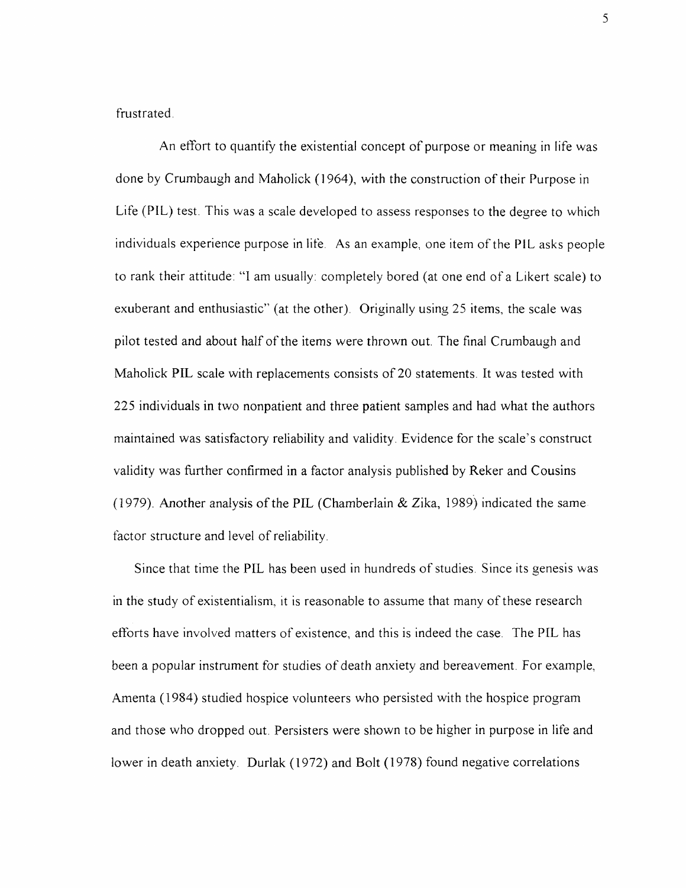frustrated.

An effort to quantify the existential concept of purpose or meaning in life was done by Crumbaugh and Maholick (1964), with the construction of their Purpose in Life (PIL) test. This was a scale developed to assess responses to the degree to which individuals experience purpose in life. As an example, one item of the PIL asks people to rank their attitude: "I am usually: completely bored (at one end of a Likert scale) to exuberant and enthusiastic" (at the other). Originally using 25 items, the scale was pilot tested and about half of the items were thrown out. The final Crumbaugh and Maholick PIL scale with replacements consists of 20 statements. It was tested with 225 individuals in two nonpatient and three patient samples and had what the authors maintained was satisfactory reliability and validity. Evidence for the scale's construct validity was further confirmed in a factor analysis published by Reker and Cousins (1979). Another analysis of the PIL (Chamberlain & Zika, 1989) indicated the same factor structure and level of reliability.

Since that time the PIL has been used in hundreds of studies. Since its genesis was in the study of existentialism, it is reasonable to assume that many of these research efforts have involved matters of existence, and this is indeed the case. The PIL has been a popular instrument for studies of death anxiety and bereavement. For example, Amenta (1984) studied hospice volunteers who persisted with the hospice program and those who dropped out. Persisters were shown to be higher in purpose in life and lower in death anxiety. Durlak (1972) and Bolt (1978) found negative correlations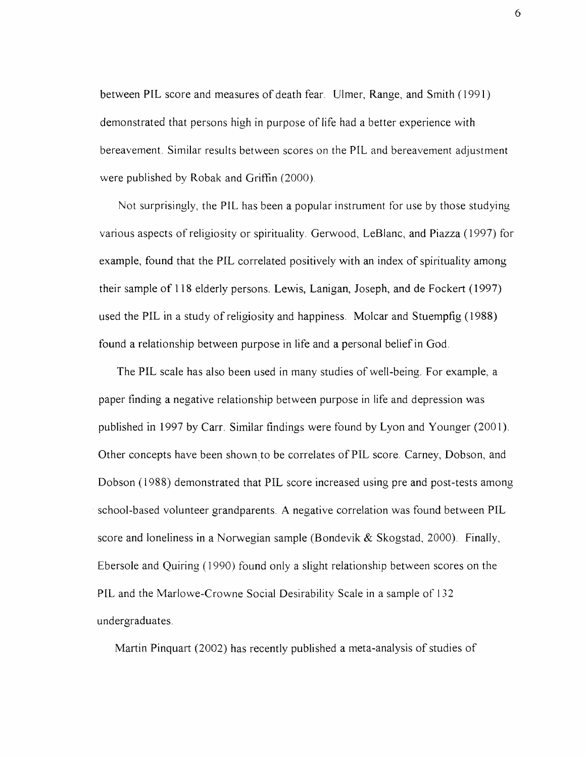between PIL score and measures of death fear. Ulmer, Range, and Smith (1991) demonstrated that persons high in purpose of life had a better experience with bereavement. Similar results between scores on the PIL and bereavement adjustment were published by Robak and Griffin (2000).

Not surprisingly, the PIL has been a popular instrument for use by those studying various aspects of religiosity or spirituality. Gerwood, LeBlanc, and Piazza (1997) for example, found that the PIL correlated positively with an index of spirituality among their sample of 118 elderly persons. Lewis, Lanigan, Joseph, and de Fockert (1997) used the PIL in a study of religiosity and happiness. Molcar and Stuempfig (1988) found a relationship between purpose in life and a personal belief in God.

The PIL scale has also been used in many studies of well-being. For example, a paper finding a negative relationship between purpose in life and depression was published in 1997 by Carr. Similar findings were found by Lyon and Younger (2001). Other concepts have been shown to be correlates of PIL score. Carney, Dobson, and Dobson (1988) demonstrated that PIL score increased using pre and post-tests among school-based volunteer grandparents. A negative correlation was found between PIL score and loneliness in a Norwegian sample (Bondevik & Skogstad, 2000). Finally, Ebersole and Quiring (1990) found only a slight relationship between scores on the PIL and the Marlowe-Crowne Social Desirability Scale in a sample of 132 undergraduates.

Martin Pinquart (2002) has recently published a meta-analysis of studies of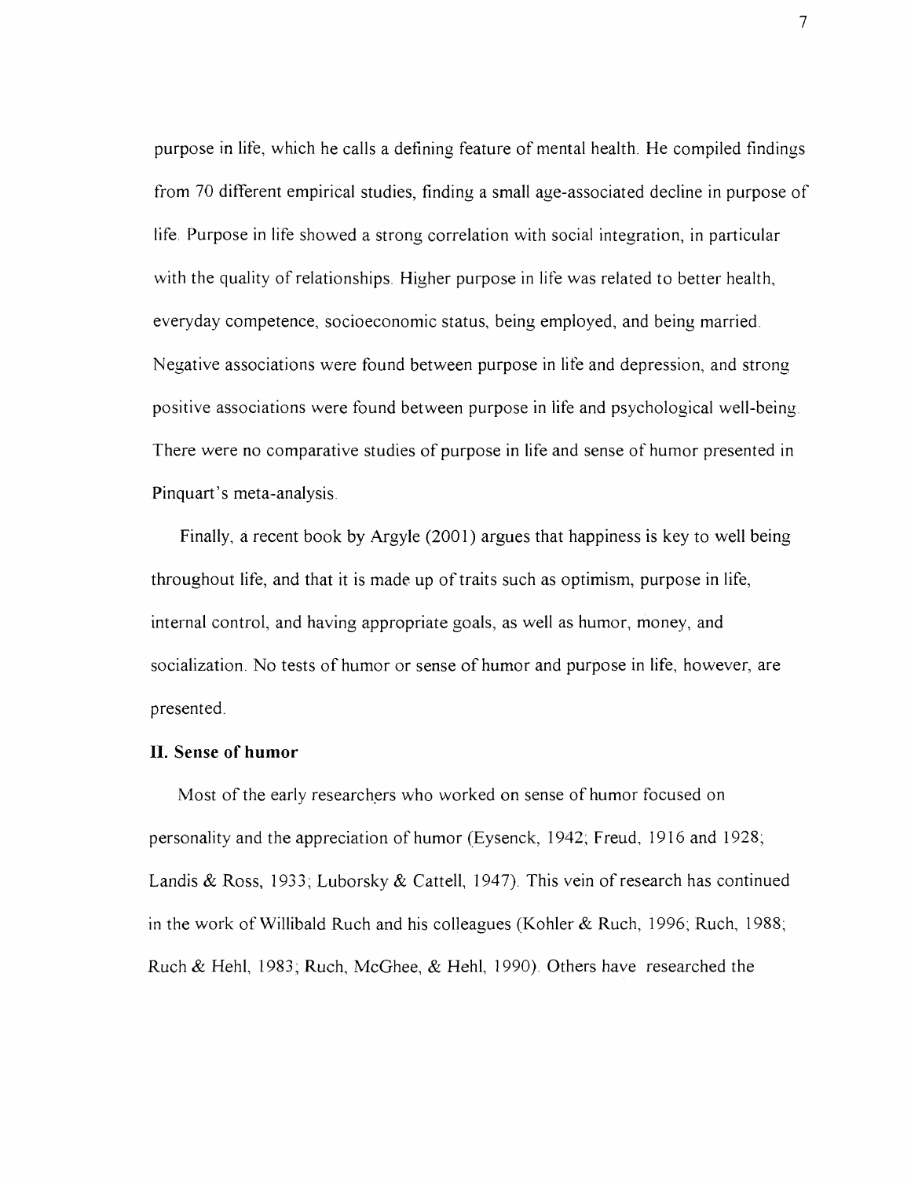purpose in life, which he calls a defining feature of mental health. He compiled findings from 70 different empirical studies, finding a small age-associated decline in purpose of life. Purpose in life showed a strong correlation with social integration, in particular with the quality of relationships. Higher purpose in life was related to better health, everyday competence, socioeconomic status, being employed, and being married. Negative associations were found between purpose in life and depression, and strong positive associations were found between purpose in life and psychological well-being. There were no comparative studies of purpose in life and sense of humor presented in Pinquart's meta-analysis.

Finally, a recent book by Argyle (2001) argues that happiness is key to well being throughout life, and that it is made up of traits such as optimism, purpose in life, internal control, and having appropriate goals, as well as humor, money, and socialization. No tests of humor or sense of humor and purpose in life, however, are presented.

## II. Sense of humor

Most of the early researchers who worked on sense of humor focused on personality and the appreciation of humor (Eysenck, 1942; Freud, 1916 and 1928; Landis & Ross, 1933; Luborsky & Cattell, 1947). This vein of research has continued in the work of Willibald Ruch and his colleagues (Kohler & Ruch, 1996; Ruch, 1988; Ruch & Hehl, 1983; Ruch, McGhee, & Hehl, 1990). Others have researched the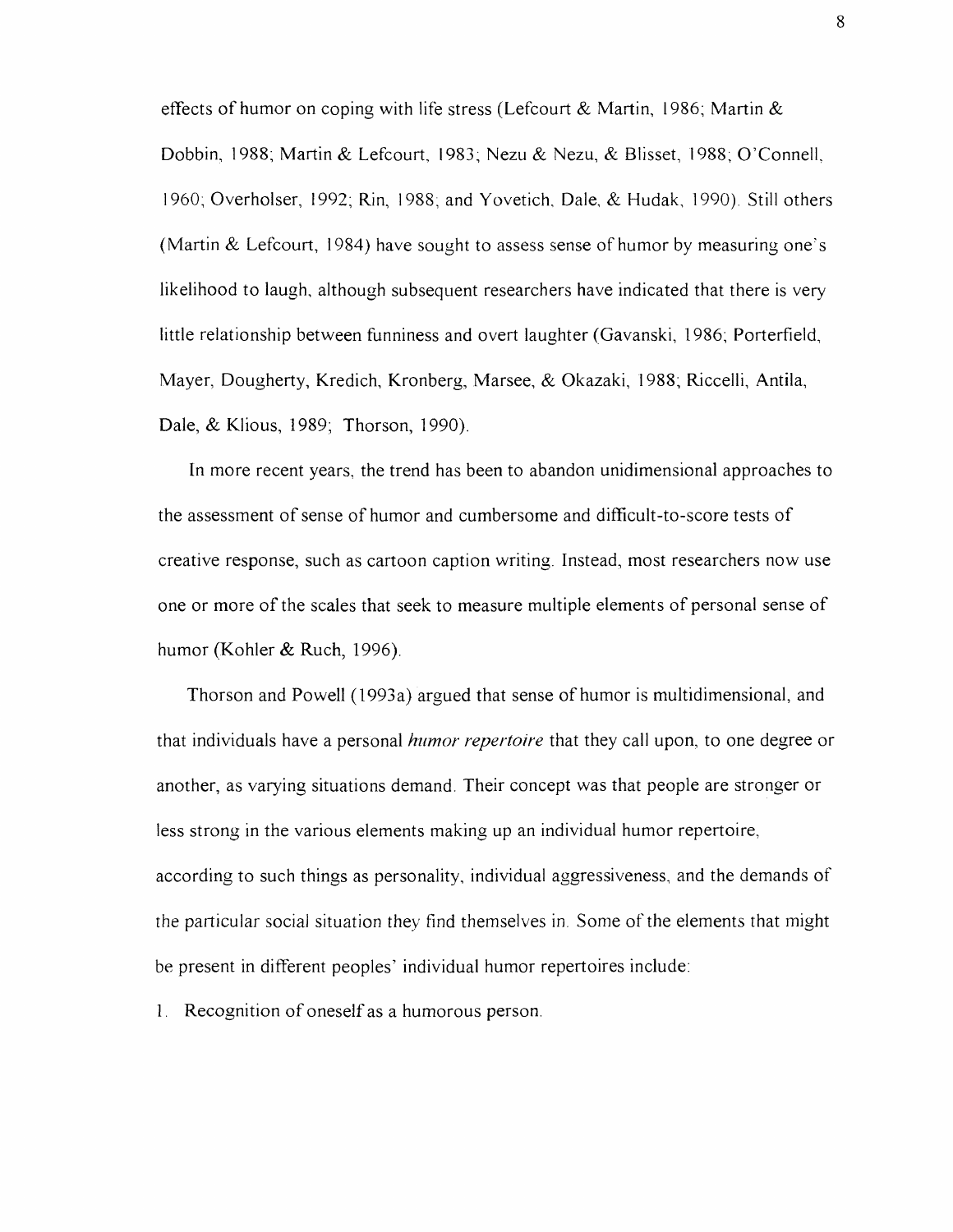effects of humor on coping with life stress (Lefcourt & Martin, 1986; Martin & Dobbin, 1988; Martin & Lefcourt, 1983; Nezu & Nezu, & Blisset, 1988; O'Connell, 1960; Overholser, 1992; Rin, 1988; and Yovetich, Dale, & Hudak, 1990). Still others (Martin & Lefcourt, 1984) have sought to assess sense of humor by measuring one's likelihood to laugh, although subsequent researchers have indicated that there is very little relationship between funniness and overt laughter (Gavanski, 1986; Porterfield, Mayer, Dougherty, Kredich, Kronberg, Marsee, & Okazaki, 1988; Riccelli, Antila, Dale, & Klious, 1989; Thorson, 1990).

In more recent years, the trend has been to abandon unidimensional approaches to the assessment of sense of humor and cumbersome and difficult-to-score tests of creative response, such as cartoon caption writing. Instead, most researchers now use one or more of the scales that seek to measure multiple elements of personal sense of humor (Kohler & Ruch, 1996).

Thorson and Powell (1993a) argued that sense of humor is multidimensional, and that individuals have a personal *humor repertoire* that they call upon, to one degree or another, as varying situations demand. Their concept was that people are stronger or less strong in the various elements making up an individual humor repertoire, according to such things as personality, individual aggressiveness, and the demands of the particular social situation they find themselves in. Some of the elements that might be present in different peoples' individual humor repertoires include:

1. Recognition of oneself as a humorous person.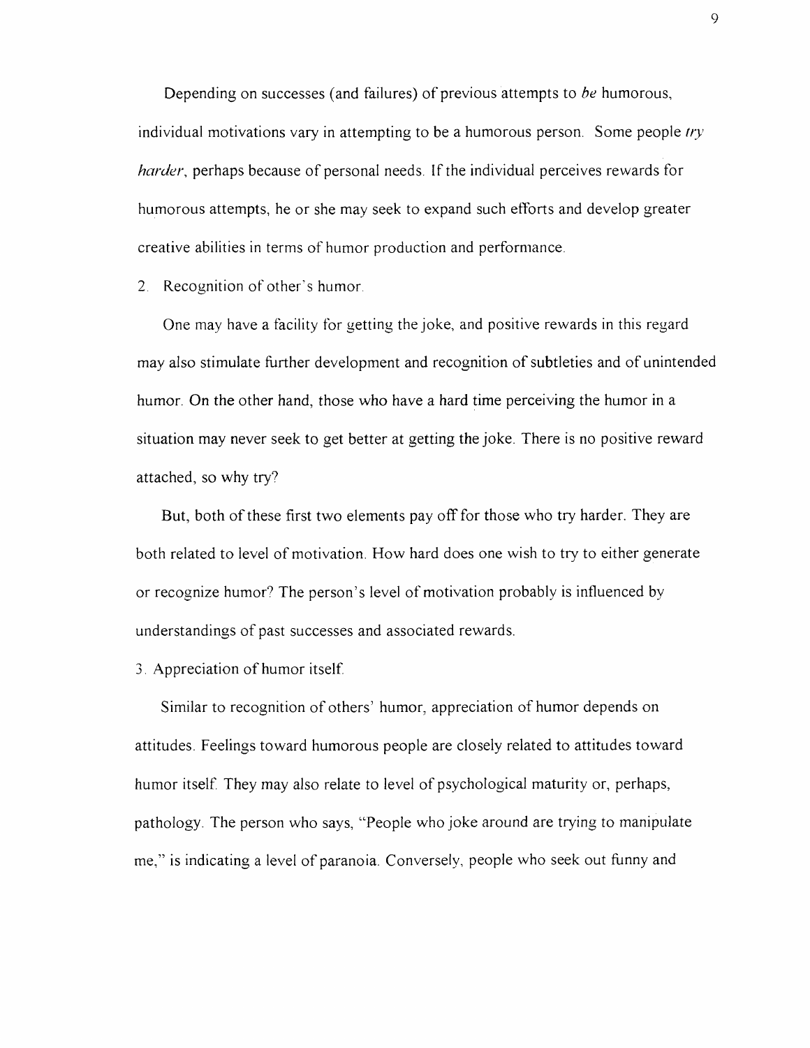Depending on successes (and failures) of previous attempts to *be* humorous, individual motivations vary in attempting to be a humorous person. Some people *try harder*, perhaps because of personal needs. If the individual perceives rewards for humorous attempts, he or she may seek to expand such efforts and develop greater creative abilities in terms of humor production and performance.

2. Recognition of other's humor.

One may have a facility for getting the joke, and positive rewards in this regard may also stimulate further development and recognition of subtleties and of unintended humor. On the other hand, those who have a hard time perceiving the humor in a situation may never seek to get better at getting the joke. There is no positive reward attached, so why try?

But, both of these first two elements pay off for those who try harder. They are both related to level of motivation. How hard does one wish to try to either generate or recognize humor? The person's level of motivation probably is influenced by understandings of past successes and associated rewards.

3. Appreciation of humor itself.

Similar to recognition of others' humor, appreciation of humor depends on attitudes. Feelings toward humorous people are closely related to attitudes toward humor itself. They may also relate to level of psychological maturity or, perhaps, pathology. The person who says, "People who joke around are trying to manipulate me," is indicating a level of paranoia. Conversely, people who seek out funny and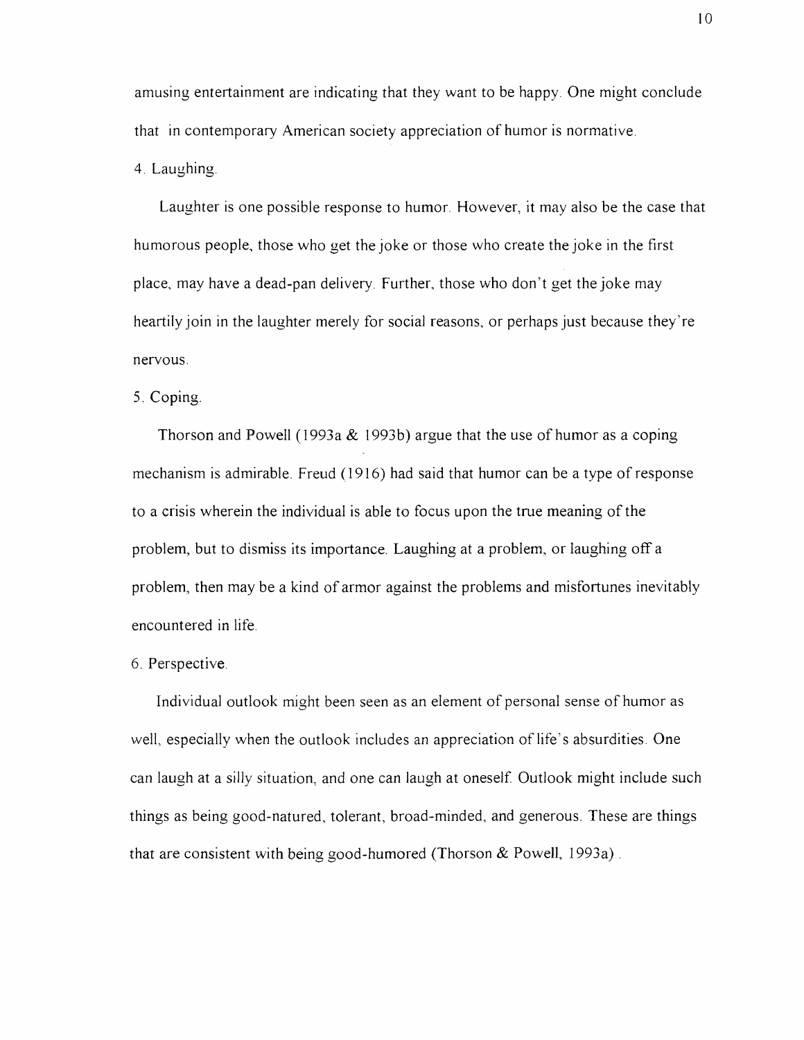amusing entertainment are indicating that they want to be happy. One might conclude that in contemporary American society appreciation of humor is normative.

4. Laughing.

Laughter is one possible response to humor. However, it may also be the case that humorous people, those who get the joke or those who create the joke in the first place, may have a dead-pan delivery. Further, those who don't get the joke may heartily join in the laughter merely for social reasons, or perhaps just because they're nervous.

5. Coping.

Thorson and Powell (1993a & 1993b) argue that the use of humor as a coping mechanism is admirable. Freud (1916) had said that humor can be a type of response to a crisis wherein the individual is able to focus upon the true meaning of the problem, but to dismiss its importance. Laughing at a problem, or laughing off a problem, then may be a kind of armor against the problems and misfortunes inevitably encountered in life.

6. Perspective.

Individual outlook might been seen as an element of personal sense of humor as well, especially when the outlook includes an appreciation of life's absurdities. One can laugh at a silly situation, and one can laugh at oneself. Outlook might include such things as being good-natured, tolerant, broad-minded, and generous. These are things that are consistent with being good-humored (Thorson & Powell, 1993a) .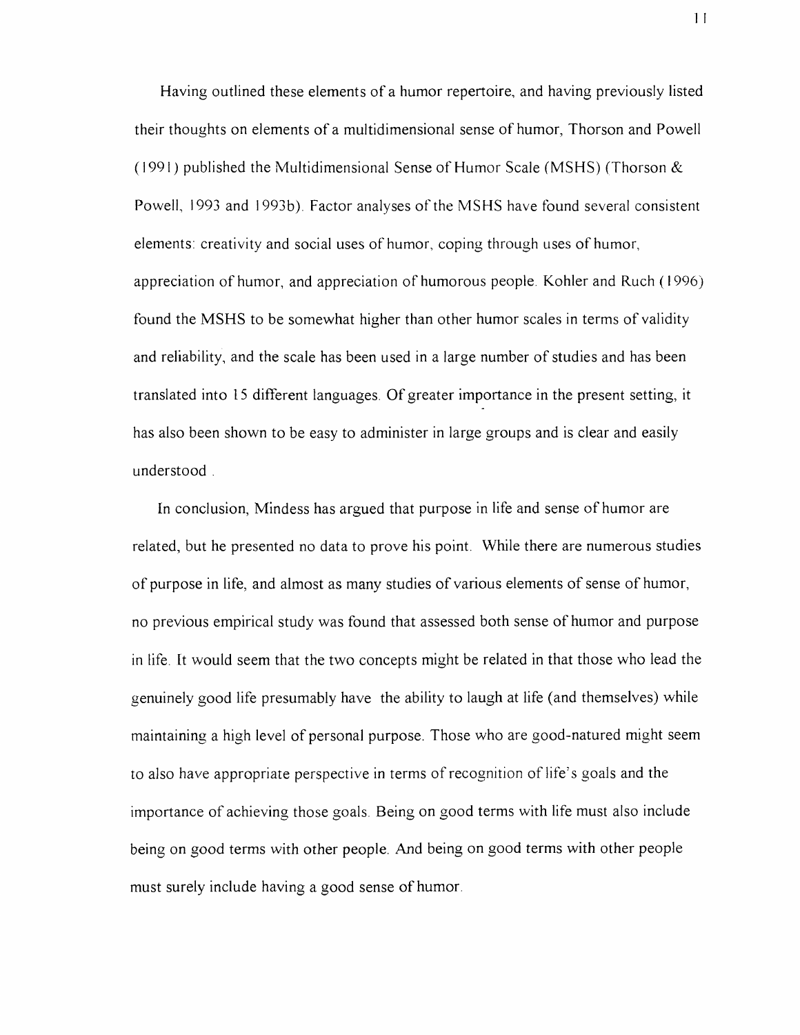Having outlined these elements of a humor repertoire, and having previously listed their thoughts on elements of a multidimensional sense of humor, Thorson and Powell (1991) published the Multidimensional Sense of Humor Scale (MSHS) (Thorson & Powell, 1993 and 1993b). Factor analyses of the MSHS have found several consistent elements: creativity and social uses of humor, coping through uses of humor, appreciation of humor, and appreciation of humorous people. Kohler and Ruch (1996) found the MSHS to be somewhat higher than other humor scales in terms of validity and reliability, and the scale has been used in a large number of studies and has been translated into 15 different languages. Of greater importance in the present setting, it has also been shown to be easy to administer in large groups and is clear and easily understood .

In conclusion, Mindess has argued that purpose in life and sense of humor are related, but he presented no data to prove his point. While there are numerous studies of purpose in life, and almost as many studies of various elements of sense of humor, no previous empirical study was found that assessed both sense of humor and purpose in life. It would seem that the two concepts might be related in that those who lead the genuinely good life presumably have the ability to laugh at life (and themselves) while maintaining a high level of personal purpose. Those who are good-natured might seem to also have appropriate perspective in terms of recognition of life's goals and the importance of achieving those goals. Being on good terms with life must also include being on good terms with other people. And being on good terms with other people must surely include having a good sense of humor.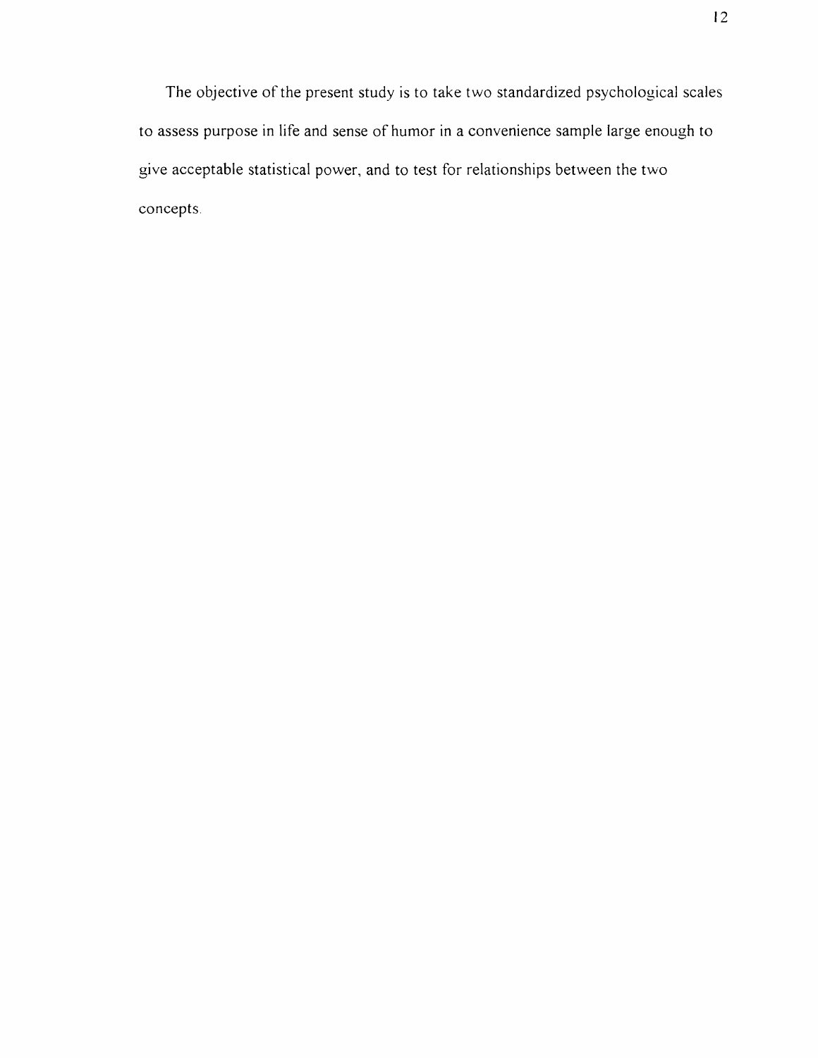The objective of the present study is to take two standardized psychological scales to assess purpose in life and sense of humor in a convenience sample large enough to give acceptable statistical power, and to test for relationships between the two concepts.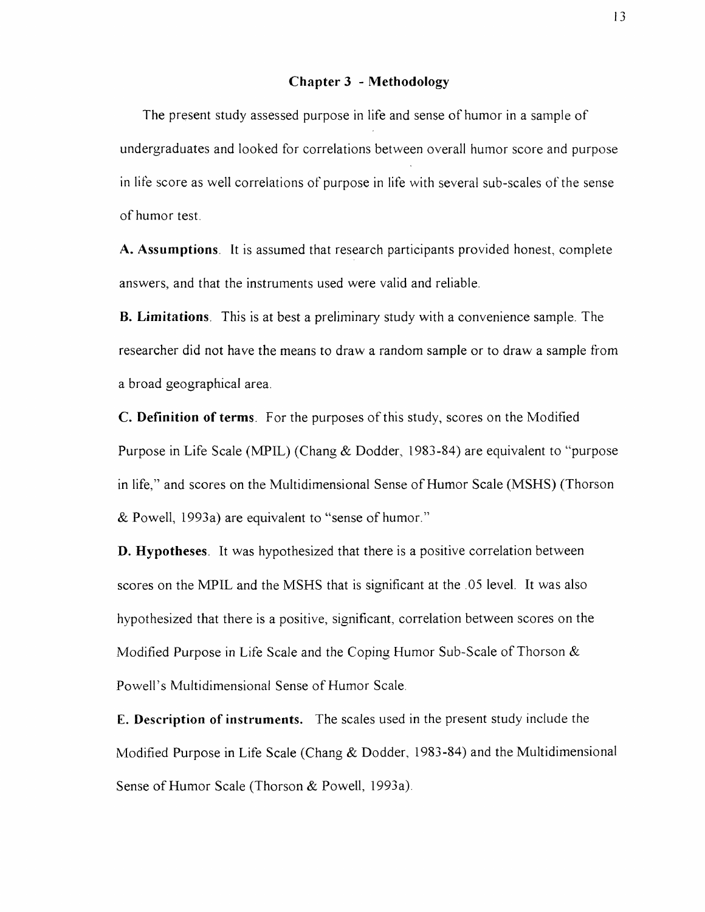## Chapter 3 - Methodology

The present study assessed purpose in life and sense of humor in a sample of undergraduates and looked for correlations between overall humor score and purpose in life score as well correlations of purpose in life with several sub-scales of the sense of humor test.

**A. Assumptions**. It is assumed that research participants provided honest, complete answers, and that the instruments used were valid and reliable.

**B. Limitations**. This is at best a preliminary study with a convenience sample. The researcher did not have the means to draw a random sample or to draw a sample from a broad geographical area.

**C. Definition of terms**. For the purposes of this study, scores on the Modified Purpose in Life Scale (MPIL) (Chang & Dodder, 1983-84) are equivalent to "purpose in life," and scores on the Multidimensional Sense of Humor Scale (MSHS) (Thorson & Powell, 1993a) are equivalent to "sense of humor."

**D. Hypotheses**. It was hypothesized that there is a positive correlation between scores on the MPIL and the MSHS that is significant at the .05 level. It was also hypothesized that there is a positive, significant, correlation between scores on the Modified Purpose in Life Scale and the Coping Humor Sub-Scale of Thorson & Powell's Multidimensional Sense of Humor Scale.

**E. Description of instruments.** The scales used in the present study include the Modified Purpose in Life Scale (Chang & Dodder, 1983-84) and the Multidimensional Sense of Humor Scale (Thorson & Powell, 1993a).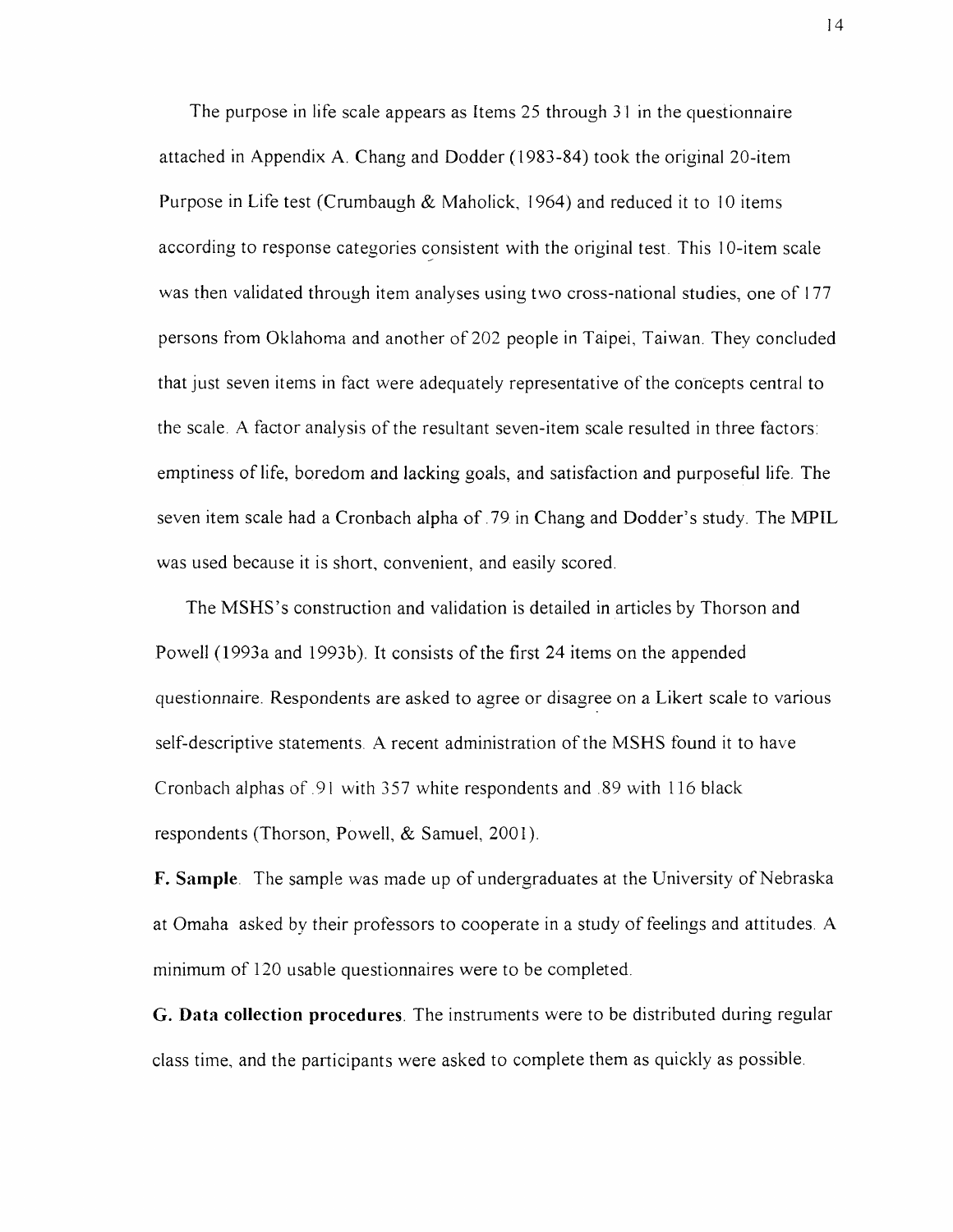The purpose in life scale appears as Items 25 through 31 in the questionnaire attached in Appendix A. Chang and Dodder (1983-84) took the original 20-item Purpose in Life test (Crumbaugh & Maholick, 1964) and reduced it to 10 items according to response categories consistent with the original test. This 10-item scale was then validated through item analyses using two cross-national studies, one of 177 persons from Oklahoma and another of 202 people in Taipei, Taiwan. They concluded that just seven items in fact were adequately representative of the concepts central to the scale. A factor analysis of the resultant seven-item scale resulted in three factors: emptiness of life, boredom and lacking goals, and satisfaction and purposeful life. The seven item scale had a Cronbach alpha of .79 in Chang and Dodder's study. The MPIL was used because it is short, convenient, and easily scored.

The MSHS's construction and validation is detailed in articles by Thorson and Powell (1993a and 1993b). It consists of the first 24 items on the appended questionnaire. Respondents are asked to agree or disagree on a Likert scale to various self-descriptive statements. A recent administration of the MSHS found it to have Cronbach alphas of .91 with 357 white respondents and .89 with 116 black respondents (Thorson, Powell, & Samuel, 2001).

**F. Sample**. The sample was made up of undergraduates at the University of Nebraska at Omaha asked by their professors to cooperate in a study of feelings and attitudes. A minimum of 120 usable questionnaires were to be completed.

**G. Data collection procedures**. The instruments were to be distributed during regular class time, and the participants were asked to complete them as quickly as possible.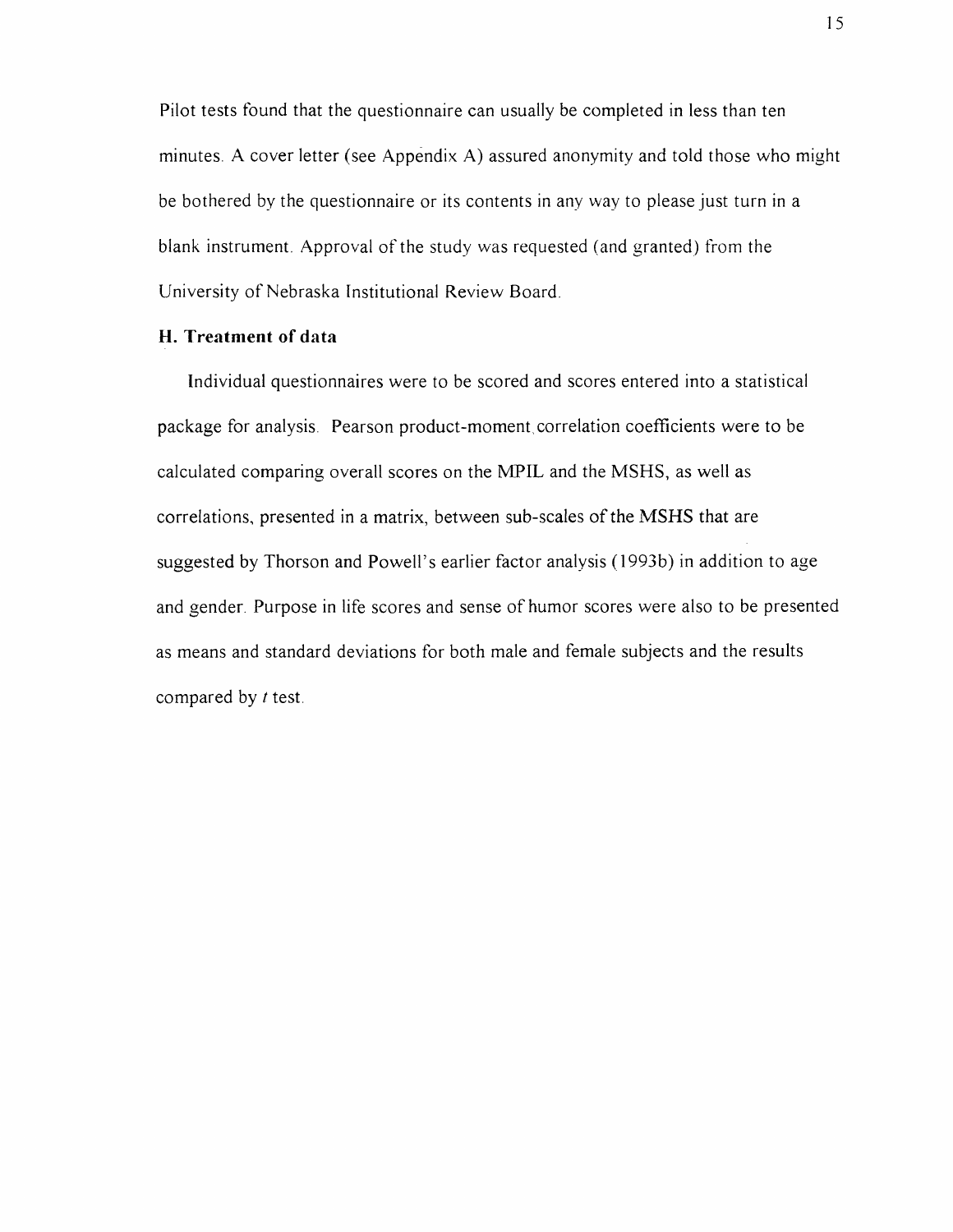Pilot tests found that the questionnaire can usually be completed in less than ten minutes. A cover letter (see Appendix A) assured anonymity and told those who might be bothered by the questionnaire or its contents in any way to please just turn in a blank instrument. Approval of the study was requested (and granted) from the University of Nebraska Institutional Review Board.

### H. Treatment of data

Individual questionnaires were to be scored and scores entered into a statistical package for analysis. Pearson product-moment correlation coefficients were to be calculated comparing overall scores on the MPIL and the MSHS, as well as correlations, presented in a matrix, between sub-scales of the MSHS that are suggested by Thorson and Powell's earlier factor analysis (1993b) in addition to age and gender. Purpose in life scores and sense of humor scores were also to be presented as means and standard deviations for both male and female subjects and the results compared by *t* test.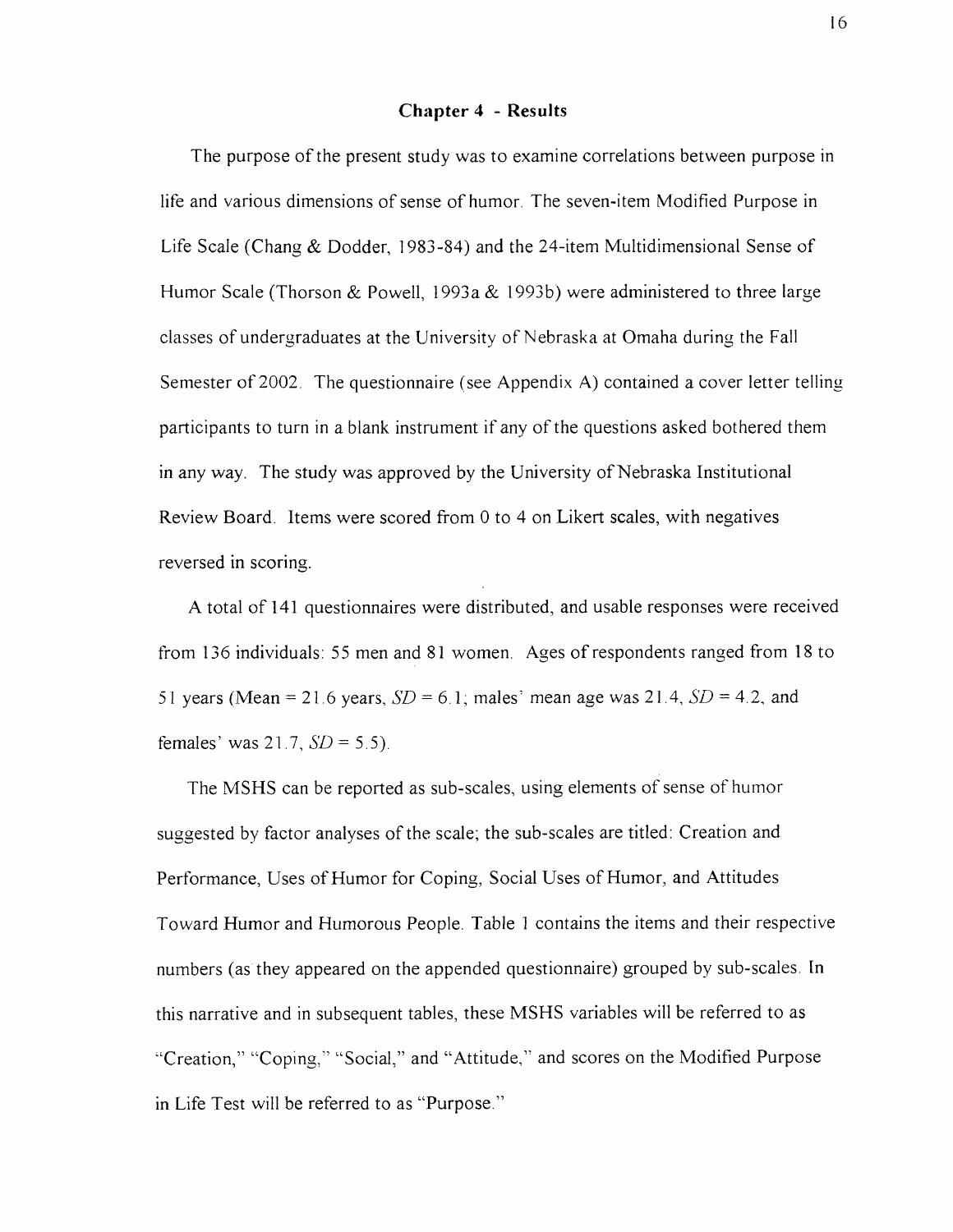## Chapter 4 - Results

The purpose of the present study was to examine correlations between purpose in life and various dimensions of sense of humor. The seven-item Modified Purpose in Life Scale (Chang & Dodder, 1983-84) and the 24-item Multidimensional Sense of Humor Scale (Thorson & Powell, 1993a & 1993b) were administered to three large classes of undergraduates at the University of Nebraska at Omaha during the Fall Semester of 2002. The questionnaire (see Appendix A) contained a cover letter telling participants to turn in a blank instrument if any of the questions asked bothered them in any way. The study was approved by the University of Nebraska Institutional Review Board. Items were scored from 0 to 4 on Likert scales, with negatives reversed in scoring.

A total of 141 questionnaires were distributed, and usable responses were received from 136 individuals: 55 men and 81 women. Ages of respondents ranged from 18 to 51 years (Mean = 21.6 years, *SD* = 6.1; males' mean age was 21.4, *SD* = 4.2, and females' was 21.7, *SD* = 5.5).

The MSHS can be reported as sub-scales, using elements of sense of humor suggested by factor analyses of the scale; the sub-scales are titled: Creation and Performance, Uses of Humor for Coping, Social Uses of Humor, and Attitudes Toward Humor and Humorous People. Table 1 contains the items and their respective numbers (as they appeared on the appended questionnaire) grouped by sub-scales. In this narrative and in subsequent tables, these MSHS variables will be referred to as "Creation," "Coping," "Social," and "Attitude," and scores on the Modified Purpose in Life Test will be referred to as "Purpose."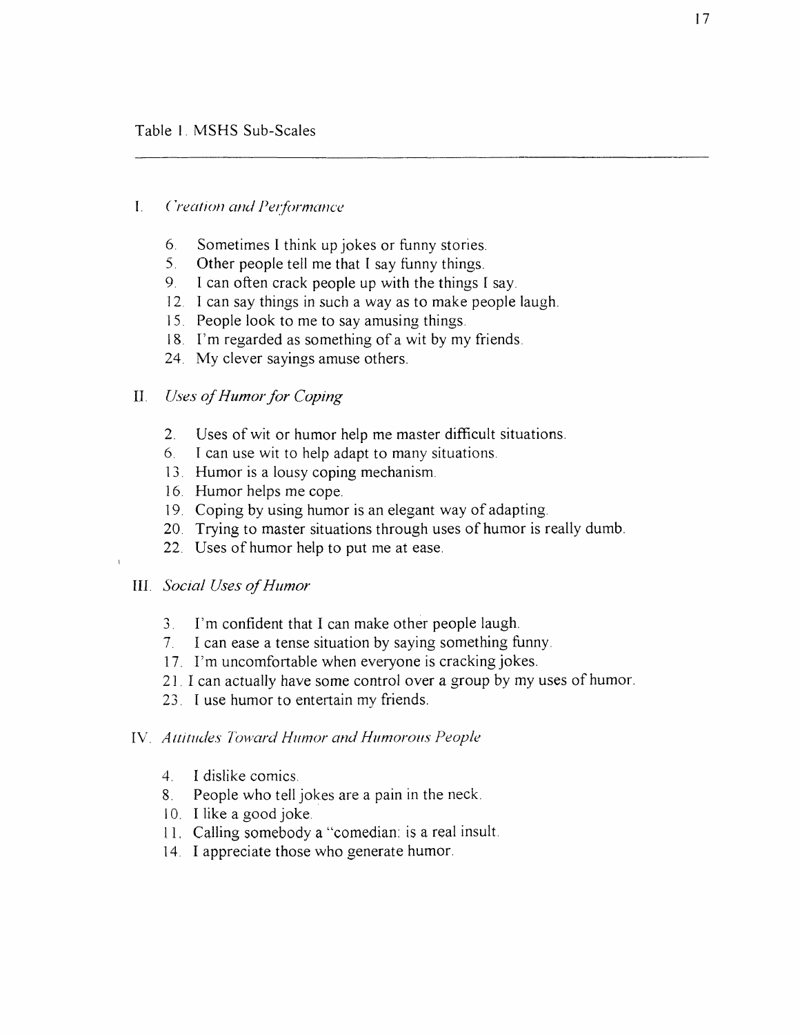Table 1. MSHS Sub-Scales

I. *Creation and Performance*

6. Sometimes I think up jokes or funny stories.
5. Other people tell me that I say funny things.
9. I can often crack people up with the things I say.
12. I can say things in such a way as to make people laugh.
15. People look to me to say amusing things.
18. I'm regarded as something of a wit by my friends.
24. My clever sayings amuse others.

II. *Uses of Humor for Coping*

2. Uses of wit or humor help me master difficult situations.
6. I can use wit to help adapt to many situations.
13. Humor is a lousy coping mechanism.
16. Humor helps me cope.
19. Coping by using humor is an elegant way of adapting.
20. Trying to master situations through uses of humor is really dumb.
22. Uses of humor help to put me at ease.

III. *Social Uses of Humor*

3. I'm confident that I can make other people laugh.
7. I can ease a tense situation by saying something funny.
17. I'm uncomfortable when everyone is cracking jokes.
21. I can actually have some control over a group by my uses of humor.
23. I use humor to entertain my friends.

IV. *Attitudes Toward Humor and Humorous People*

4. I dislike comics.
8. People who tell jokes are a pain in the neck.
10. I like a good joke.
11. Calling somebody a "comedian: is a real insult.
14. I appreciate those who generate humor.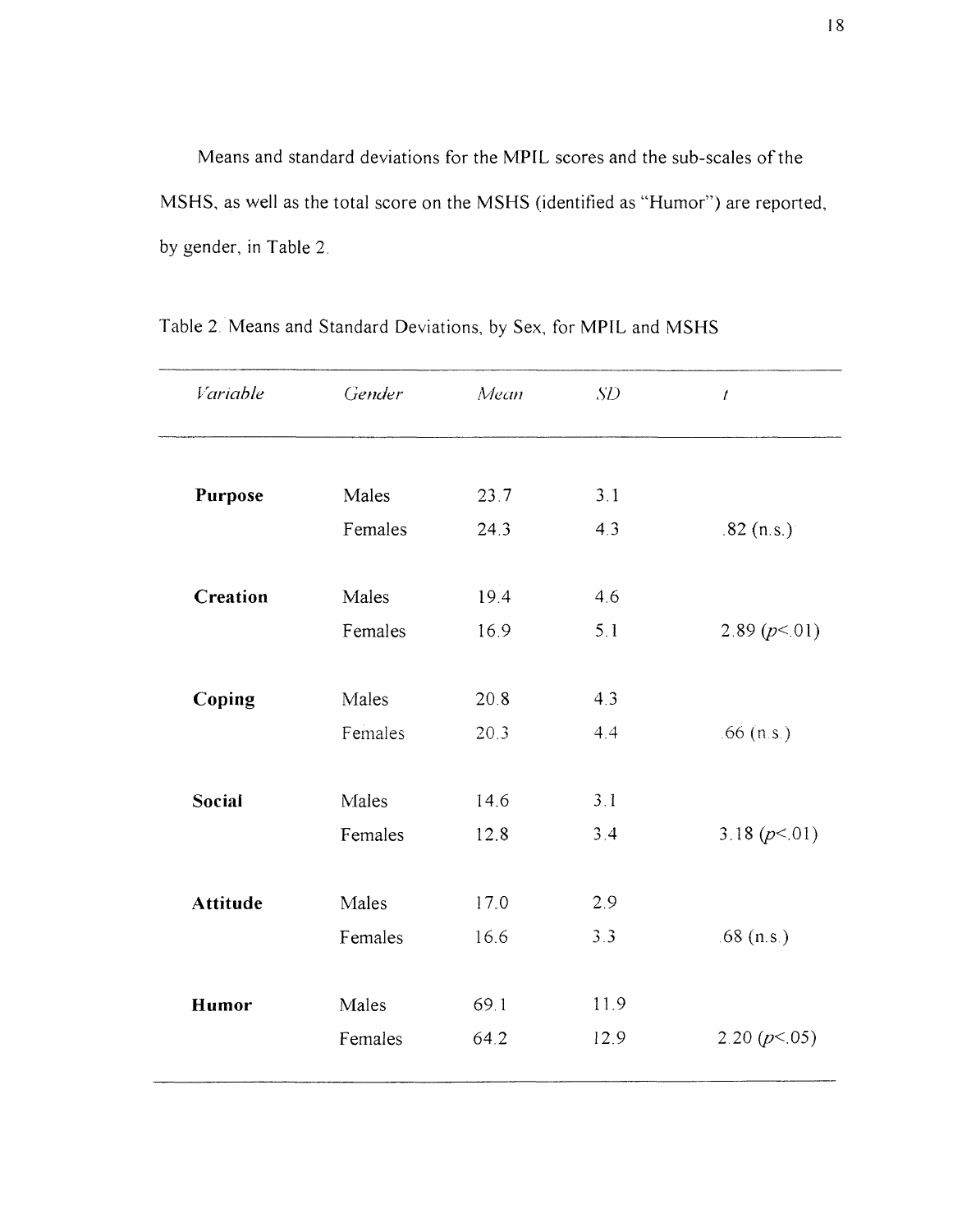Means and standard deviations for the MPIL scores and the sub-scales of the MSHS, as well as the total score on the MSHS (identified as "Humor") are reported, by gender, in Table 2.

Table 2. Means and Standard Deviations, by Sex, for MPIL and MSHS

| *Variable* | *Gender* | *Mean* | *SD* | $t$ |
|---|---|---|---|---|
| **Purpose** | Males | 23.7 | 3.1 | |
| | Females | 24.3 | 4.3 | .82 (n.s.) |
| **Creation** | Males | 19.4 | 4.6 | |
| | Females | 16.9 | 5.1 | 2.89 ($p<.01$) |
| **Coping** | Males | 20.8 | 4.3 | |
| | Females | 20.3 | 4.4 | .66 (n.s.) |
| **Social** | Males | 14.6 | 3.1 | |
| | Females | 12.8 | 3.4 | 3.18 ($p<.01$) |
| **Attitude** | Males | 17.0 | 2.9 | |
| | Females | 16.6 | 3.3 | .68 (n.s.) |
| **Humor** | Males | 69.1 | 11.9 | |
| | Females | 64.2 | 12.9 | 2.20 ($p<.05$) |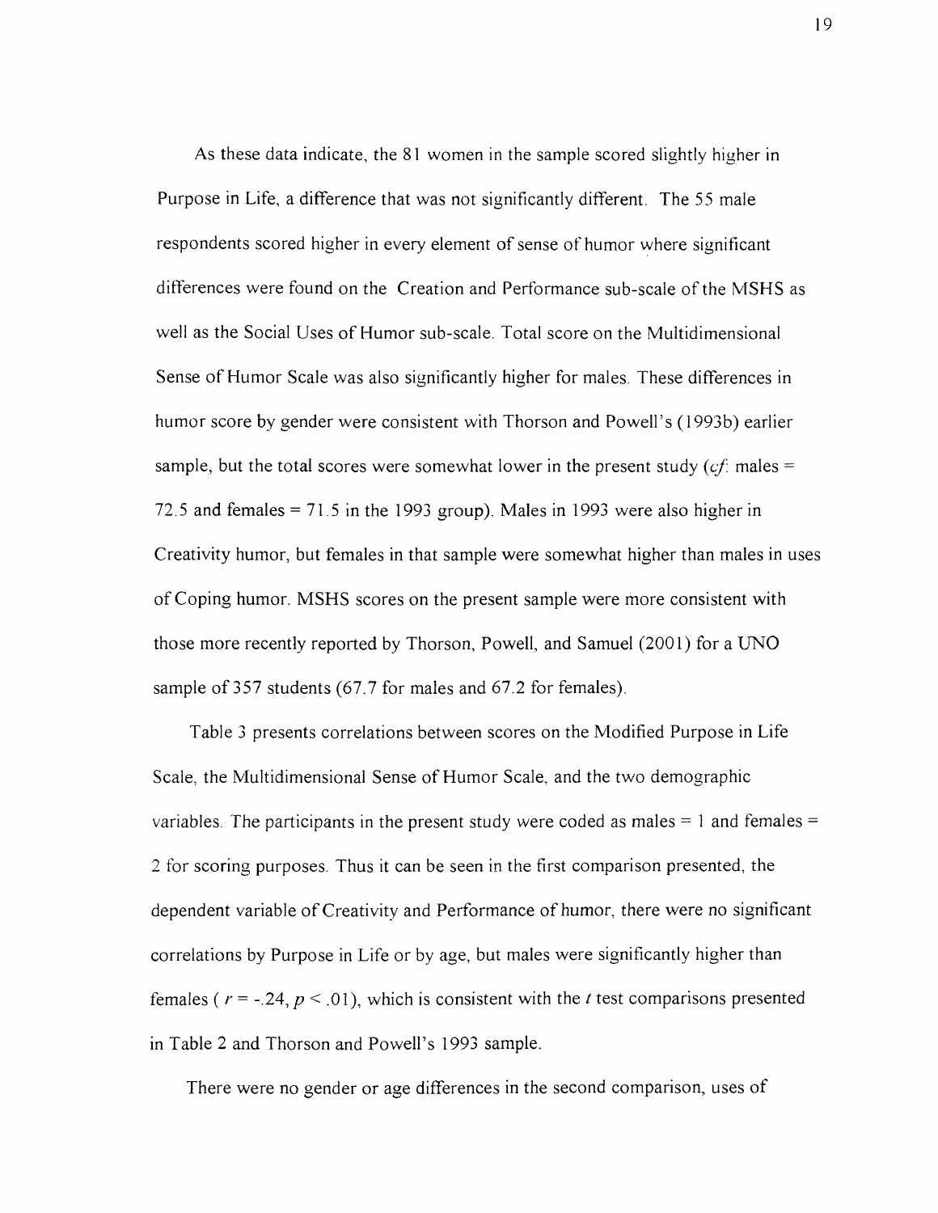As these data indicate, the 81 women in the sample scored slightly higher in Purpose in Life, a difference that was not significantly different. The 55 male respondents scored higher in every element of sense of humor where significant differences were found on the Creation and Performance sub-scale of the MSHS as well as the Social Uses of Humor sub-scale. Total score on the Multidimensional Sense of Humor Scale was also significantly higher for males. These differences in humor score by gender were consistent with Thorson and Powell's (1993b) earlier sample, but the total scores were somewhat lower in the present study (*cf.* males = 72.5 and females = 71.5 in the 1993 group). Males in 1993 were also higher in Creativity humor, but females in that sample were somewhat higher than males in uses of Coping humor. MSHS scores on the present sample were more consistent with those more recently reported by Thorson, Powell, and Samuel (2001) for a UNO sample of 357 students (67.7 for males and 67.2 for females).

Table 3 presents correlations between scores on the Modified Purpose in Life Scale, the Multidimensional Sense of Humor Scale, and the two demographic variables. The participants in the present study were coded as males = 1 and females = 2 for scoring purposes. Thus it can be seen in the first comparison presented, the dependent variable of Creativity and Performance of humor, there were no significant correlations by Purpose in Life or by age, but males were significantly higher than females ( $r = -.24$, $p < .01$), which is consistent with the $t$ test comparisons presented in Table 2 and Thorson and Powell's 1993 sample.

There were no gender or age differences in the second comparison, uses of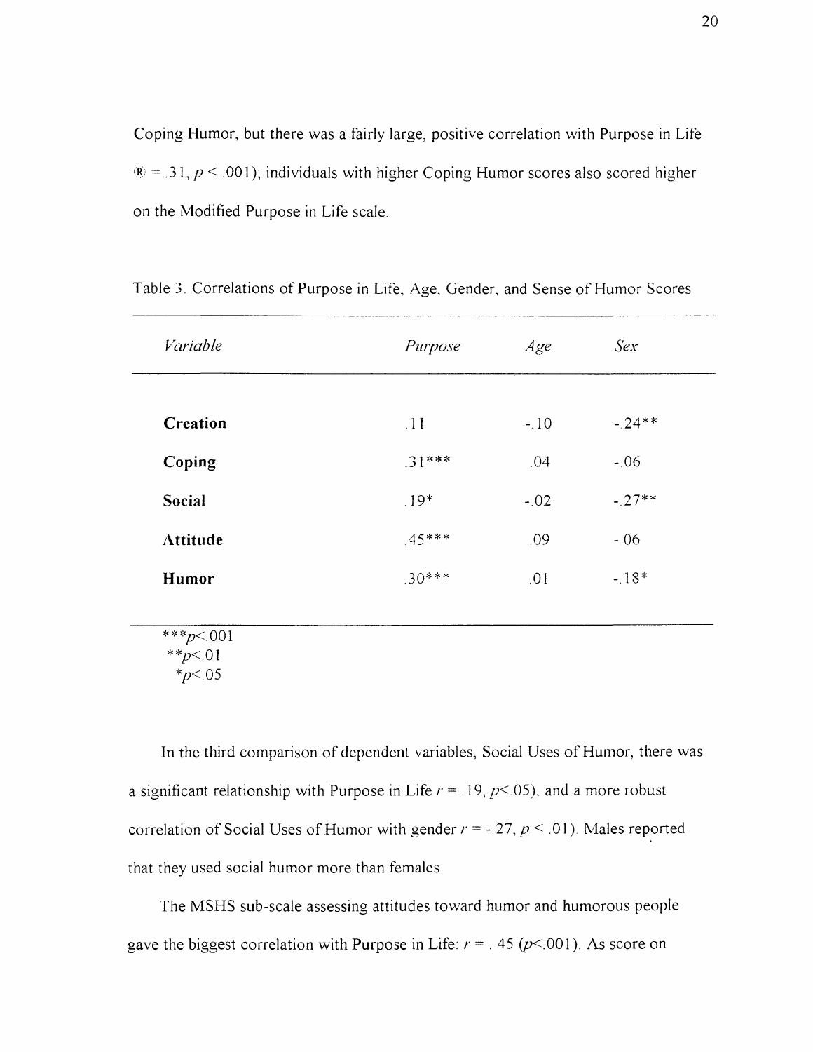Coping Humor, but there was a fairly large, positive correlation with Purpose in Life (R) = .31, $p < .001$); individuals with higher Coping Humor scores also scored higher on the Modified Purpose in Life scale.

Table 3. Correlations of Purpose in Life, Age, Gender, and Sense of Humor Scores

| *Variable* | *Purpose* | *Age* | *Sex* |
|---|---|---|---|
| **Creation** | .11 | -.10 | -.24** |
| **Coping** | .31*** | .04 | -.06 |
| **Social** | .19* | -.02 | -.27** |
| **Attitude** | .45*** | .09 | -.06 |
| **Humor** | .30*** | .01 | -.18* |

***$p$<.001
**$p$<.01
*$p$<.05

In the third comparison of dependent variables, Social Uses of Humor, there was a significant relationship with Purpose in Life $r = .19$, $p<.05$), and a more robust correlation of Social Uses of Humor with gender $r = -.27$, $p < .01$). Males reported that they used social humor more than females.

The MSHS sub-scale assessing attitudes toward humor and humorous people gave the biggest correlation with Purpose in Life: $r = .45$ ($p<.001$). As score on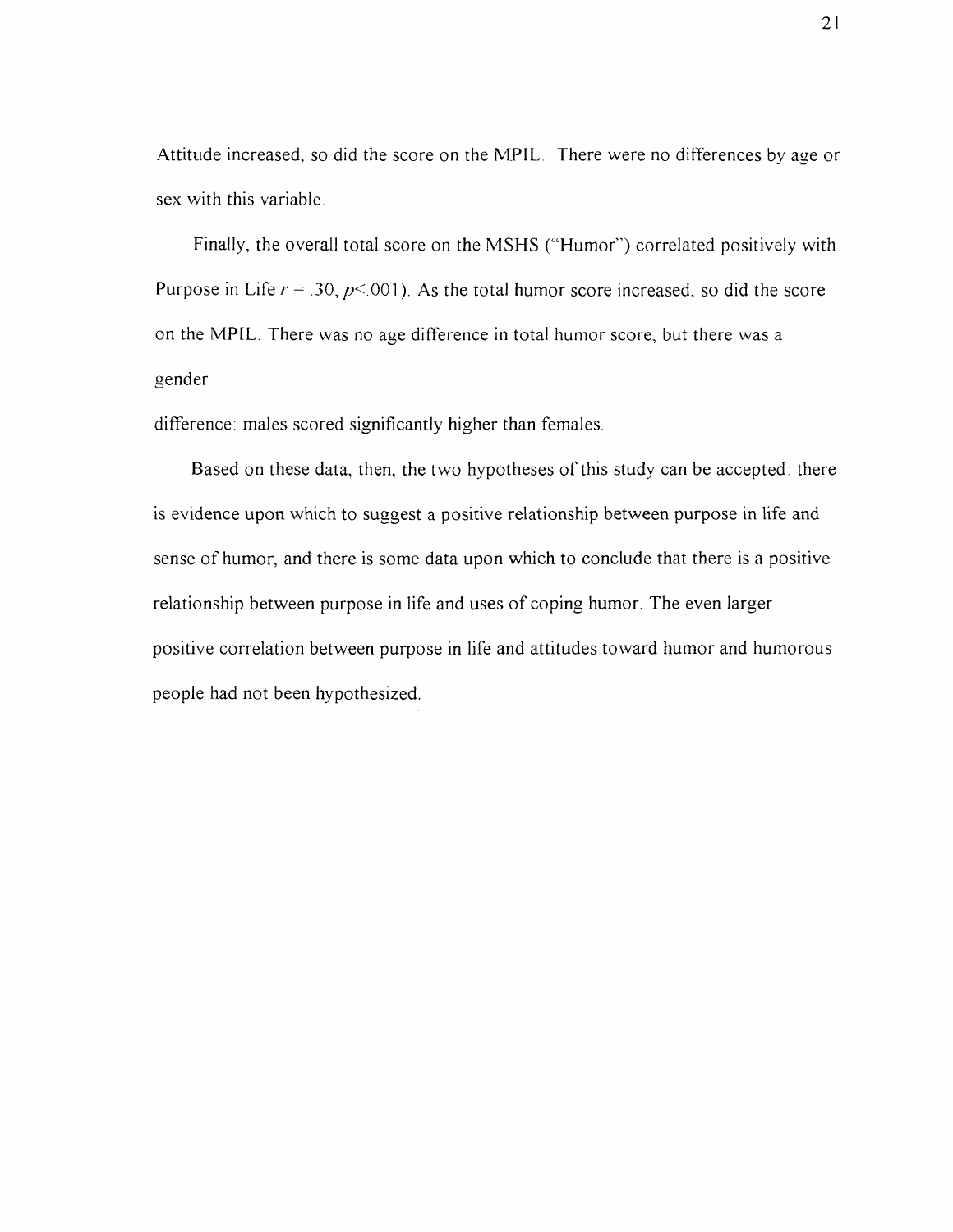Attitude increased, so did the score on the MPIL. There were no differences by age or sex with this variable.

Finally, the overall total score on the MSHS ("Humor") correlated positively with Purpose in Life $r = .30$, $p < .001$). As the total humor score increased, so did the score on the MPIL. There was no age difference in total humor score, but there was a gender difference: males scored significantly higher than females.

Based on these data, then, the two hypotheses of this study can be accepted: there is evidence upon which to suggest a positive relationship between purpose in life and sense of humor, and there is some data upon which to conclude that there is a positive relationship between purpose in life and uses of coping humor. The even larger positive correlation between purpose in life and attitudes toward humor and humorous people had not been hypothesized.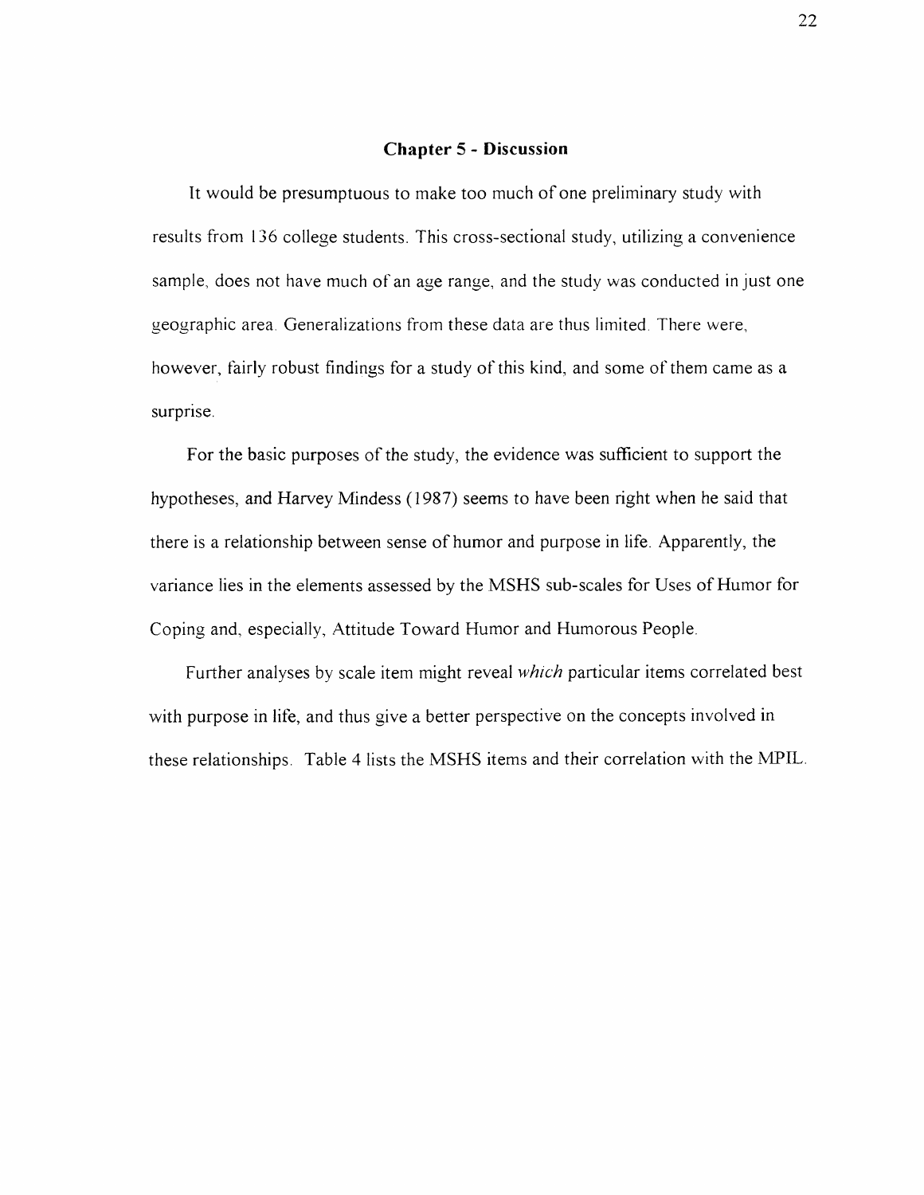## Chapter 5 - Discussion

It would be presumptuous to make too much of one preliminary study with results from 136 college students. This cross-sectional study, utilizing a convenience sample, does not have much of an age range, and the study was conducted in just one geographic area. Generalizations from these data are thus limited. There were, however, fairly robust findings for a study of this kind, and some of them came as a surprise.

For the basic purposes of the study, the evidence was sufficient to support the hypotheses, and Harvey Mindess (1987) seems to have been right when he said that there is a relationship between sense of humor and purpose in life. Apparently, the variance lies in the elements assessed by the MSHS sub-scales for Uses of Humor for Coping and, especially, Attitude Toward Humor and Humorous People.

Further analyses by scale item might reveal *which* particular items correlated best with purpose in life, and thus give a better perspective on the concepts involved in these relationships. Table 4 lists the MSHS items and their correlation with the MPIL.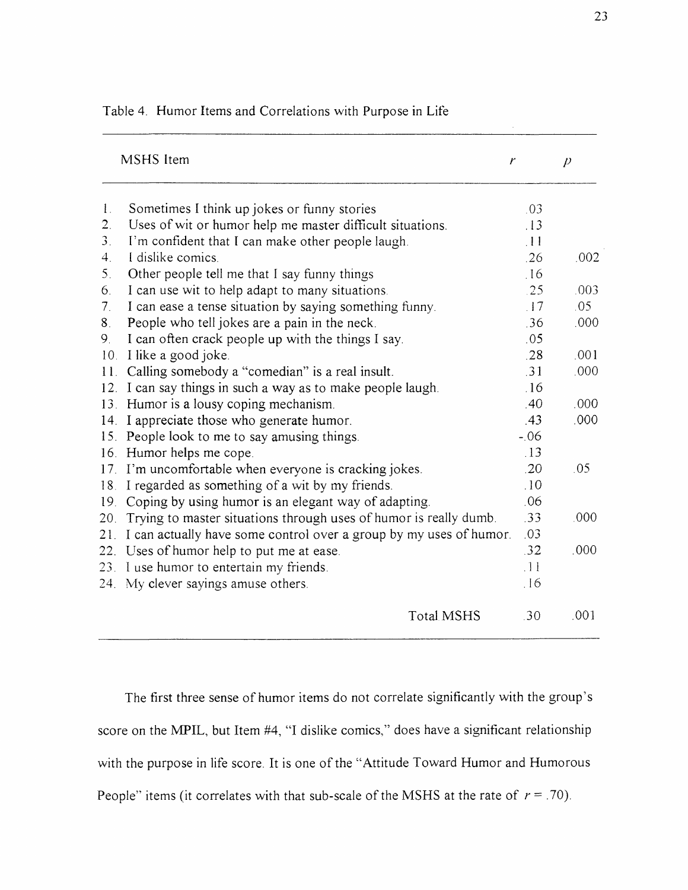Table 4. Humor Items and Correlations with Purpose in Life

| MSHS Item | $r$ | $p$ |
|---|---|---|
| 1. Sometimes I think up jokes or funny stories | .03 | |
| 2. Uses of wit or humor help me master difficult situations. | .13 | |
| 3. I'm confident that I can make other people laugh. | .11 | |
| 4. I dislike comics. | .26 | .002 |
| 5. Other people tell me that I say funny things | .16 | |
| 6. I can use wit to help adapt to many situations. | .25 | .003 |
| 7. I can ease a tense situation by saying something funny. | .17 | .05 |
| 8. People who tell jokes are a pain in the neck. | .36 | .000 |
| 9. I can often crack people up with the things I say. | .05 | |
| 10. I like a good joke. | .28 | .001 |
| 11. Calling somebody a "comedian" is a real insult. | .31 | .000 |
| 12. I can say things in such a way as to make people laugh. | .16 | |
| 13. Humor is a lousy coping mechanism. | .40 | .000 |
| 14. I appreciate those who generate humor. | .43 | .000 |
| 15. People look to me to say amusing things. | -.06 | |
| 16. Humor helps me cope. | .13 | |
| 17. I'm uncomfortable when everyone is cracking jokes. | .20 | .05 |
| 18. I regarded as something of a wit by my friends. | .10 | |
| 19. Coping by using humor is an elegant way of adapting. | .06 | |
| 20. Trying to master situations through uses of humor is really dumb. | .33 | .000 |
| 21. I can actually have some control over a group by my uses of humor. | .03 | |
| 22. Uses of humor help to put me at ease. | .32 | .000 |
| 23. I use humor to entertain my friends. | .11 | |
| 24. My clever sayings amuse others. | .16 | |
| Total MSHS | .30 | .001 |

The first three sense of humor items do not correlate significantly with the group's score on the MPIL, but Item #4, "I dislike comics," does have a significant relationship with the purpose in life score. It is one of the "Attitude Toward Humor and Humorous People" items (it correlates with that sub-scale of the MSHS at the rate of $r = .70$).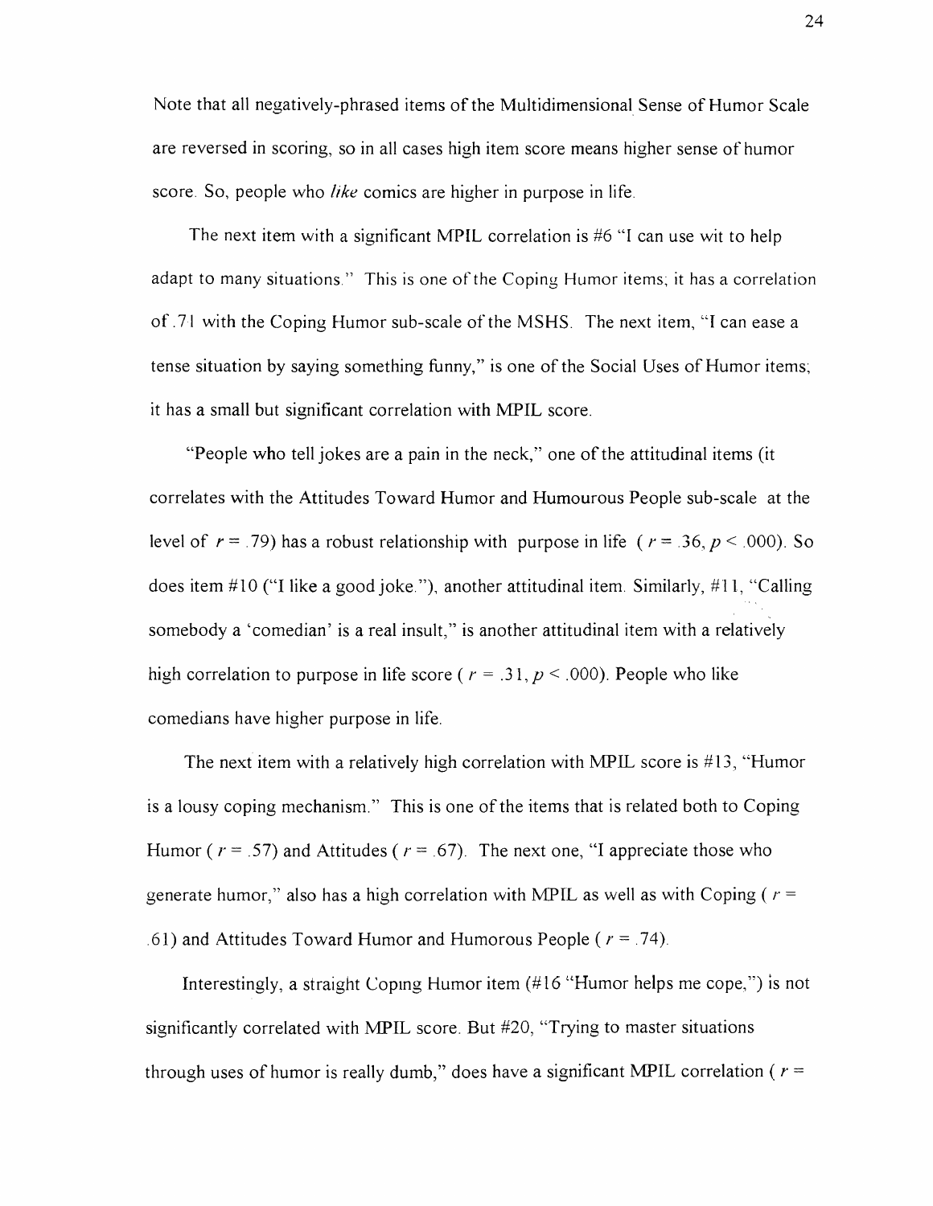Note that all negatively-phrased items of the Multidimensional Sense of Humor Scale are reversed in scoring, so in all cases high item score means higher sense of humor score. So, people who *like* comics are higher in purpose in life.

The next item with a significant MPIL correlation is #6 "I can use wit to help adapt to many situations." This is one of the Coping Humor items; it has a correlation of .71 with the Coping Humor sub-scale of the MSHS. The next item, "I can ease a tense situation by saying something funny," is one of the Social Uses of Humor items; it has a small but significant correlation with MPIL score.

"People who tell jokes are a pain in the neck," one of the attitudinal items (it correlates with the Attitudes Toward Humor and Humourous People sub-scale at the level of $r = .79$) has a robust relationship with purpose in life ( $r = .36, p < .000$). So does item #10 ("I like a good joke."), another attitudinal item. Similarly, #11, "Calling somebody a 'comedian' is a real insult," is another attitudinal item with a relatively high correlation to purpose in life score ( $r = .31, p < .000$). People who like comedians have higher purpose in life.

The next item with a relatively high correlation with MPIL score is #13, "Humor is a lousy coping mechanism." This is one of the items that is related both to Coping Humor ( $r = .57$) and Attitudes ( $r = .67$). The next one, "I appreciate those who generate humor," also has a high correlation with MPIL as well as with Coping ( $r = .61$) and Attitudes Toward Humor and Humorous People ( $r = .74$).

Interestingly, a straight Coping Humor item (#16 "Humor helps me cope,") is not significantly correlated with MPIL score. But #20, "Trying to master situations through uses of humor is really dumb," does have a significant MPIL correlation ( $r =$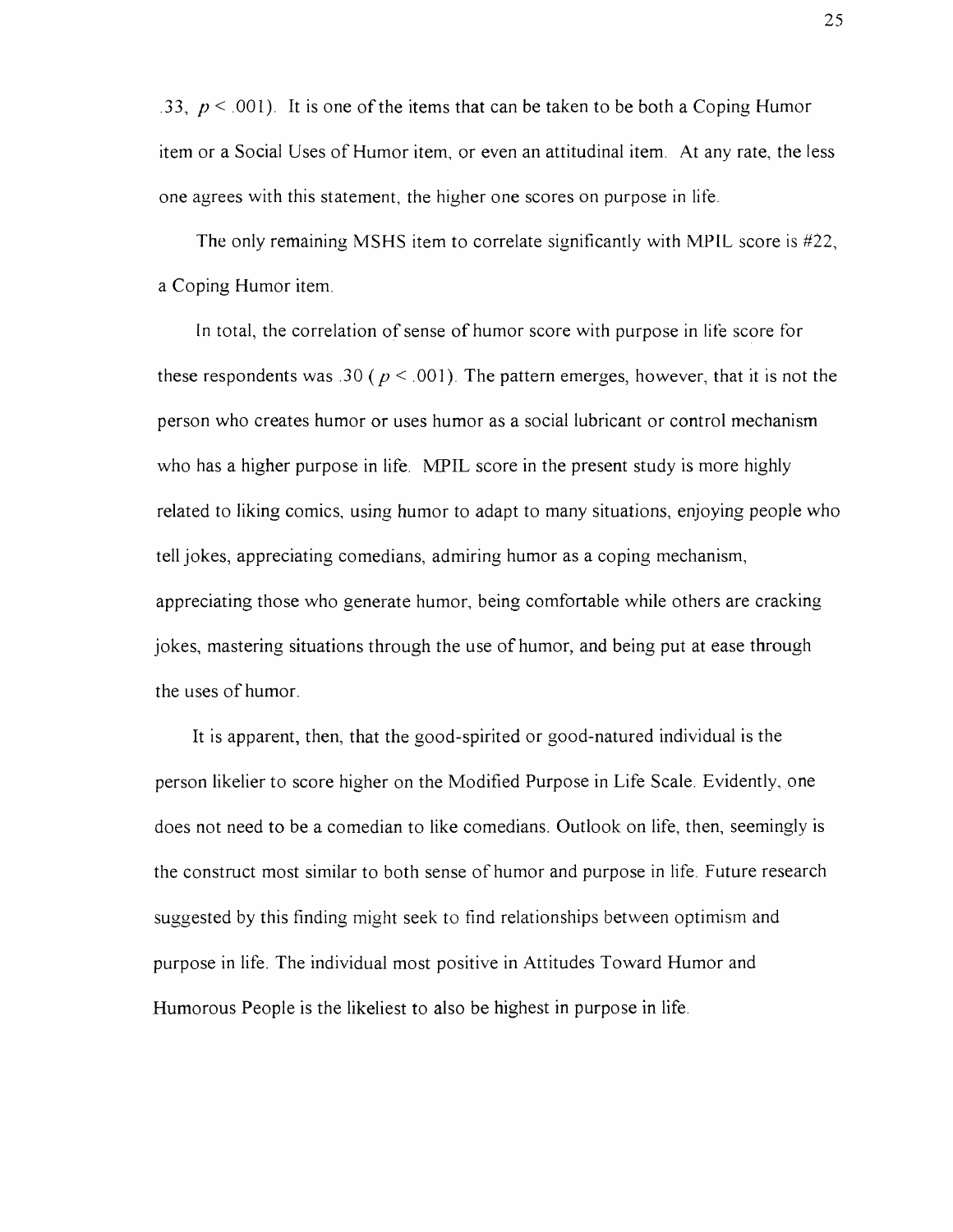.33, $p < .001$). It is one of the items that can be taken to be both a Coping Humor item or a Social Uses of Humor item, or even an attitudinal item. At any rate, the less one agrees with this statement, the higher one scores on purpose in life.

The only remaining MSHS item to correlate significantly with MPIL score is #22, a Coping Humor item.

In total, the correlation of sense of humor score with purpose in life score for these respondents was .30 ( $p < .001$). The pattern emerges, however, that it is not the person who creates humor or uses humor as a social lubricant or control mechanism who has a higher purpose in life. MPIL score in the present study is more highly related to liking comics, using humor to adapt to many situations, enjoying people who tell jokes, appreciating comedians, admiring humor as a coping mechanism, appreciating those who generate humor, being comfortable while others are cracking jokes, mastering situations through the use of humor, and being put at ease through the uses of humor.

It is apparent, then, that the good-spirited or good-natured individual is the person likelier to score higher on the Modified Purpose in Life Scale. Evidently, one does not need to be a comedian to like comedians. Outlook on life, then, seemingly is the construct most similar to both sense of humor and purpose in life. Future research suggested by this finding might seek to find relationships between optimism and purpose in life. The individual most positive in Attitudes Toward Humor and Humorous People is the likeliest to also be highest in purpose in life.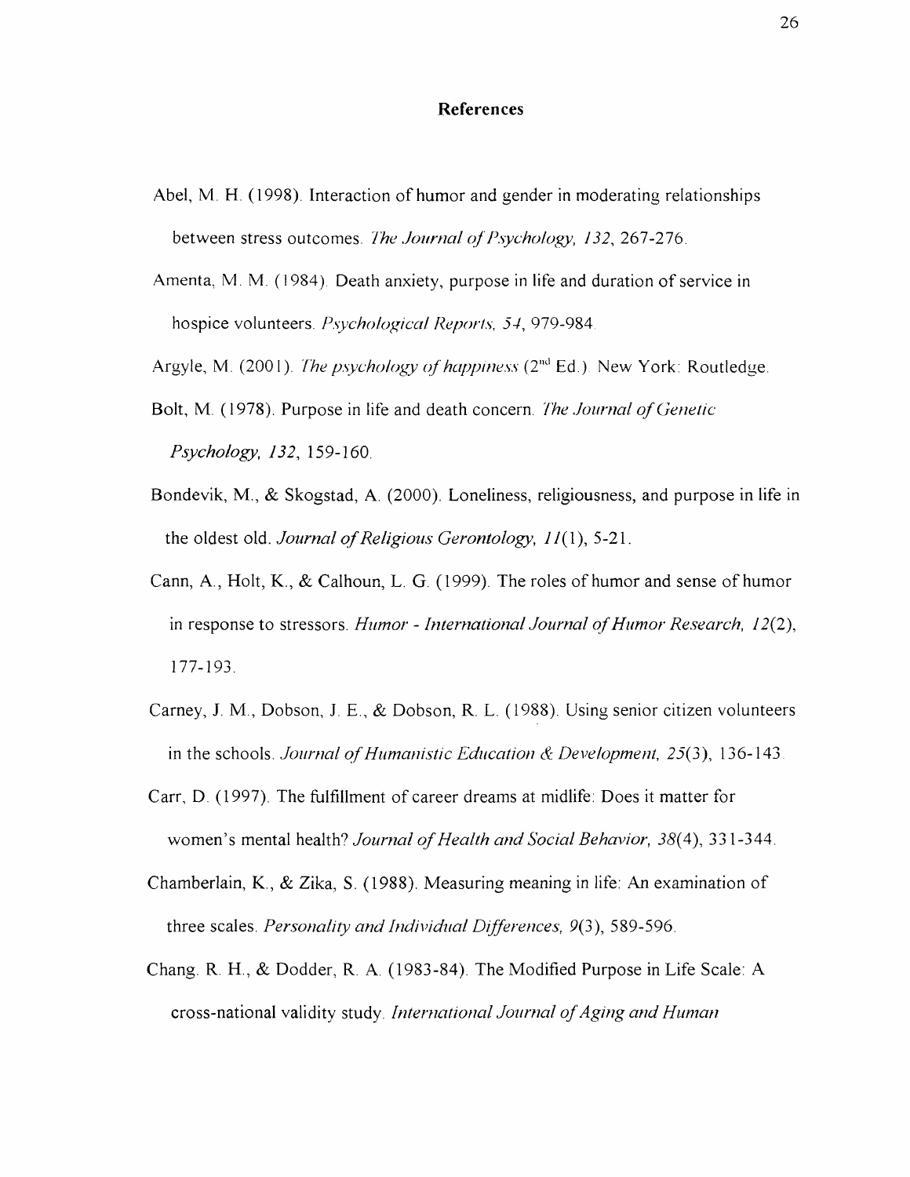# References

Abel, M. H. (1998). Interaction of humor and gender in moderating relationships between stress outcomes. *The Journal of Psychology, 132*, 267-276.

Amenta, M. M. (1984). Death anxiety, purpose in life and duration of service in hospice volunteers. *Psychological Reports, 54*, 979-984.

Argyle, M. (2001). *The psychology of happiness* (2nd Ed.). New York: Routledge.

Bolt, M. (1978). Purpose in life and death concern. *The Journal of Genetic Psychology, 132*, 159-160.

Bondevik, M., & Skogstad, A. (2000). Loneliness, religiousness, and purpose in life in the oldest old. *Journal of Religious Gerontology, 11*(1), 5-21.

Cann, A., Holt, K., & Calhoun, L. G. (1999). The roles of humor and sense of humor in response to stressors. *Humor - International Journal of Humor Research, 12*(2), 177-193.

Carney, J. M., Dobson, J. E., & Dobson, R. L. (1988). Using senior citizen volunteers in the schools. *Journal of Humanistic Education & Development, 25*(3), 136-143.

Carr, D. (1997). The fulfillment of career dreams at midlife: Does it matter for women's mental health? *Journal of Health and Social Behavior, 38*(4), 331-344.

Chamberlain, K., & Zika, S. (1988). Measuring meaning in life: An examination of three scales. *Personality and Individual Differences, 9*(3), 589-596.

Chang. R. H., & Dodder, R. A. (1983-84). The Modified Purpose in Life Scale: A cross-national validity study. *International Journal of Aging and Human*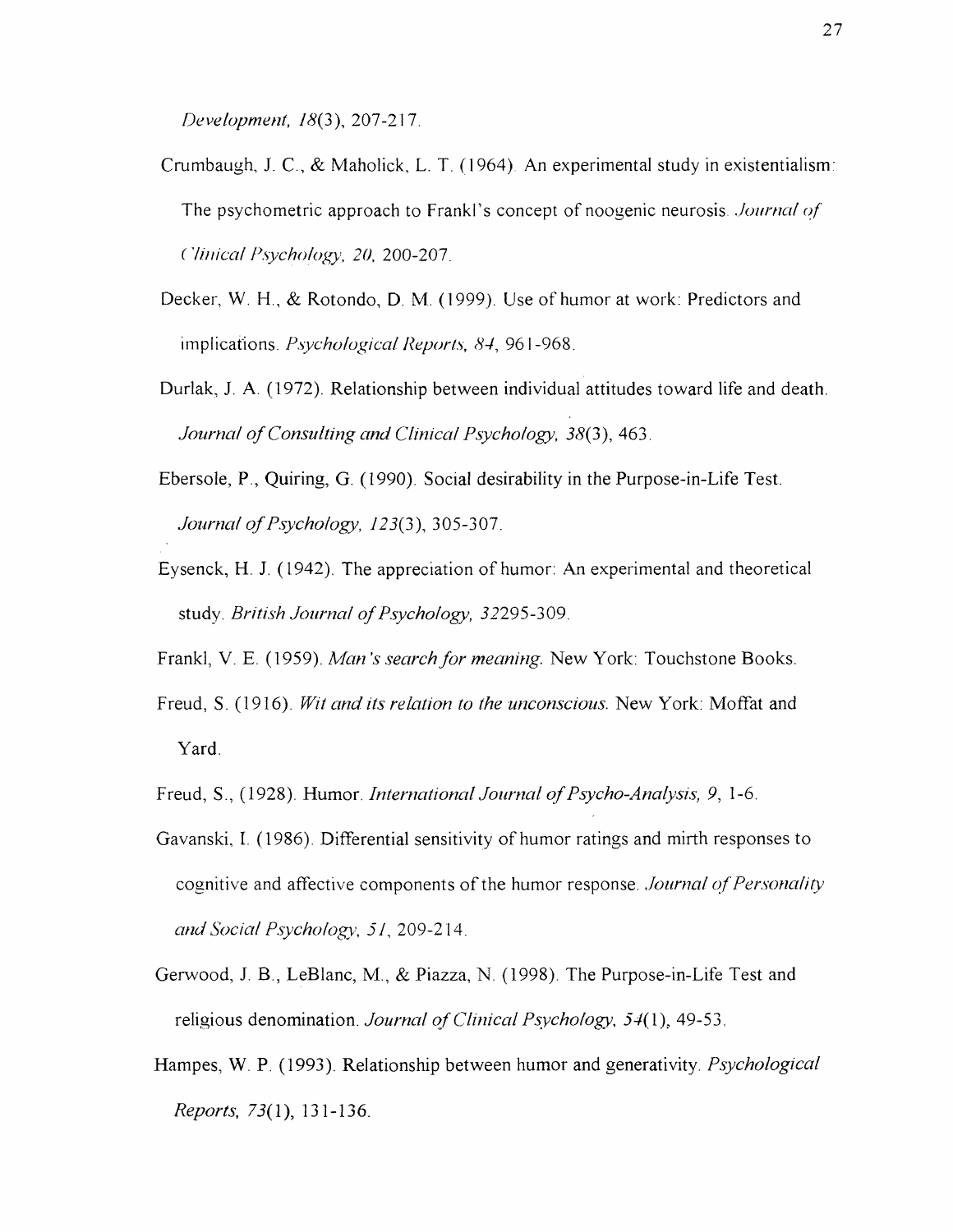*Development, 18*(3), 207-217.

Crumbaugh, J. C., & Maholick, L. T. (1964). An experimental study in existentialism: The psychometric approach to Frankl's concept of noogenic neurosis. *Journal of Clinical Psychology, 20,* 200-207.

Decker, W. H., & Rotondo, D. M. (1999). Use of humor at work: Predictors and implications. *Psychological Reports, 84,* 961-968.

Durlak, J. A. (1972). Relationship between individual attitudes toward life and death. *Journal of Consulting and Clinical Psychology, 38*(3), 463.

Ebersole, P., Quiring, G. (1990). Social desirability in the Purpose-in-Life Test. *Journal of Psychology, 123*(3), 305-307.

Eysenck, H. J. (1942). The appreciation of humor: An experimental and theoretical study. *British Journal of Psychology, 32*295-309.

Frankl, V. E. (1959). *Man's search for meaning.* New York: Touchstone Books.

Freud, S. (1916). *Wit and its relation to the unconscious.* New York: Moffat and Yard.

Freud, S., (1928). Humor. *International Journal of Psycho-Analysis, 9,* 1-6.

Gavanski, I. (1986). Differential sensitivity of humor ratings and mirth responses to cognitive and affective components of the humor response. *Journal of Personality and Social Psychology, 51,* 209-214.

Gerwood, J. B., LeBlanc, M., & Piazza, N. (1998). The Purpose-in-Life Test and religious denomination. *Journal of Clinical Psychology, 54*(1), 49-53.

Hampes, W. P. (1993). Relationship between humor and generativity. *Psychological Reports, 73*(1), 131-136.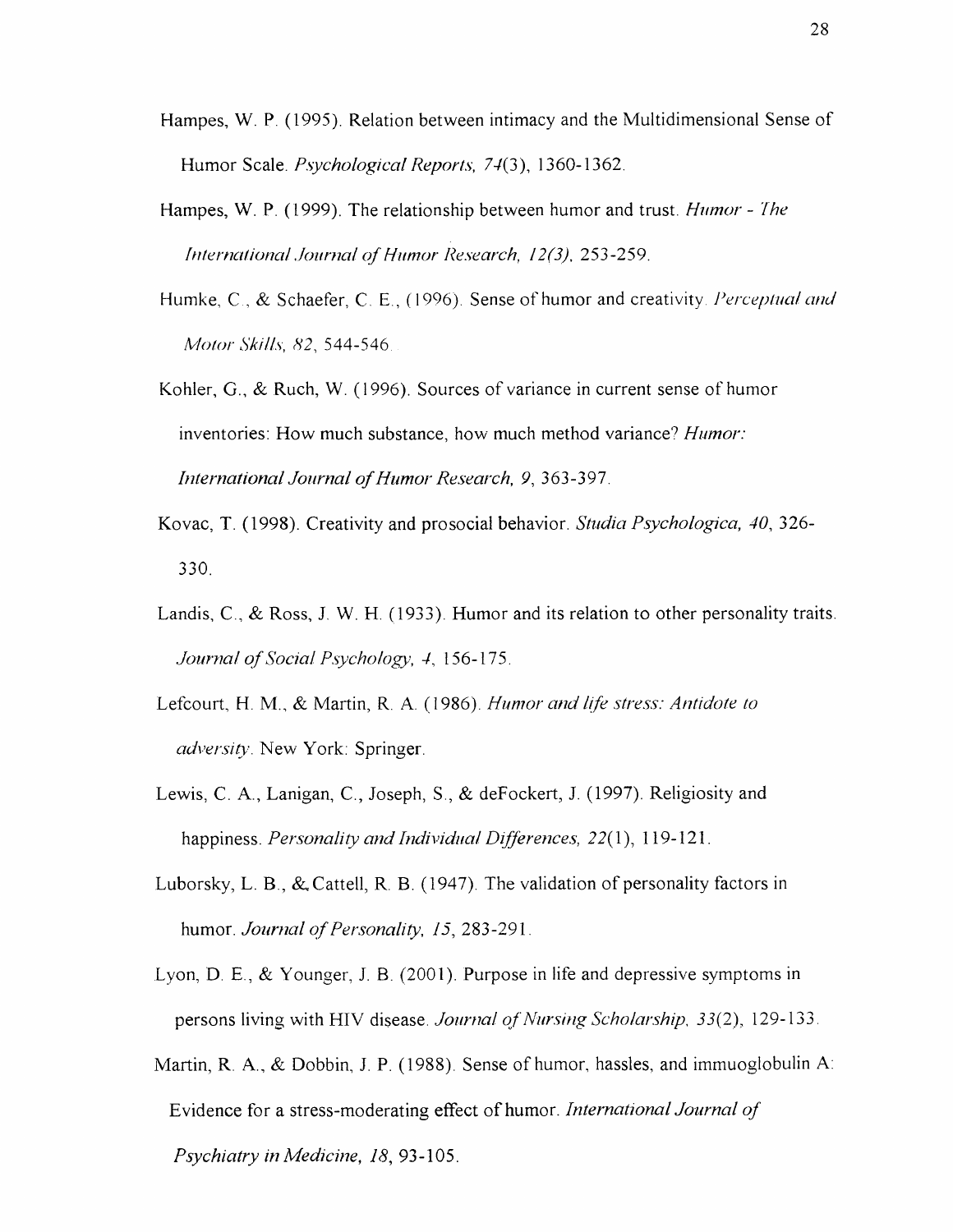Hampes, W. P. (1995). Relation between intimacy and the Multidimensional Sense of Humor Scale. *Psychological Reports, 74*(3), 1360-1362.

Hampes, W. P. (1999). The relationship between humor and trust. *Humor - The International Journal of Humor Research, 12(3),* 253-259.

Humke, C., & Schaefer, C. E., (1996). Sense of humor and creativity. *Perceptual and Motor Skills, 82*, 544-546.

Kohler, G., & Ruch, W. (1996). Sources of variance in current sense of humor inventories: How much substance, how much method variance? *Humor: International Journal of Humor Research, 9*, 363-397.

Kovac, T. (1998). Creativity and prosocial behavior. *Studia Psychologica, 40*, 326-330.

Landis, C., & Ross, J. W. H. (1933). Humor and its relation to other personality traits. *Journal of Social Psychology, 4*, 156-175.

Lefcourt, H. M., & Martin, R. A. (1986). *Humor and life stress: Antidote to adversity*. New York: Springer.

Lewis, C. A., Lanigan, C., Joseph, S., & deFockert, J. (1997). Religiosity and happiness. *Personality and Individual Differences, 22*(1), 119-121.

Luborsky, L. B., & Cattell, R. B. (1947). The validation of personality factors in humor. *Journal of Personality, 15*, 283-291.

Lyon, D. E., & Younger, J. B. (2001). Purpose in life and depressive symptoms in persons living with HIV disease. *Journal of Nursing Scholarship, 33*(2), 129-133.

Martin, R. A., & Dobbin, J. P. (1988). Sense of humor, hassles, and immuoglobulin A: Evidence for a stress-moderating effect of humor. *International Journal of Psychiatry in Medicine, 18*, 93-105.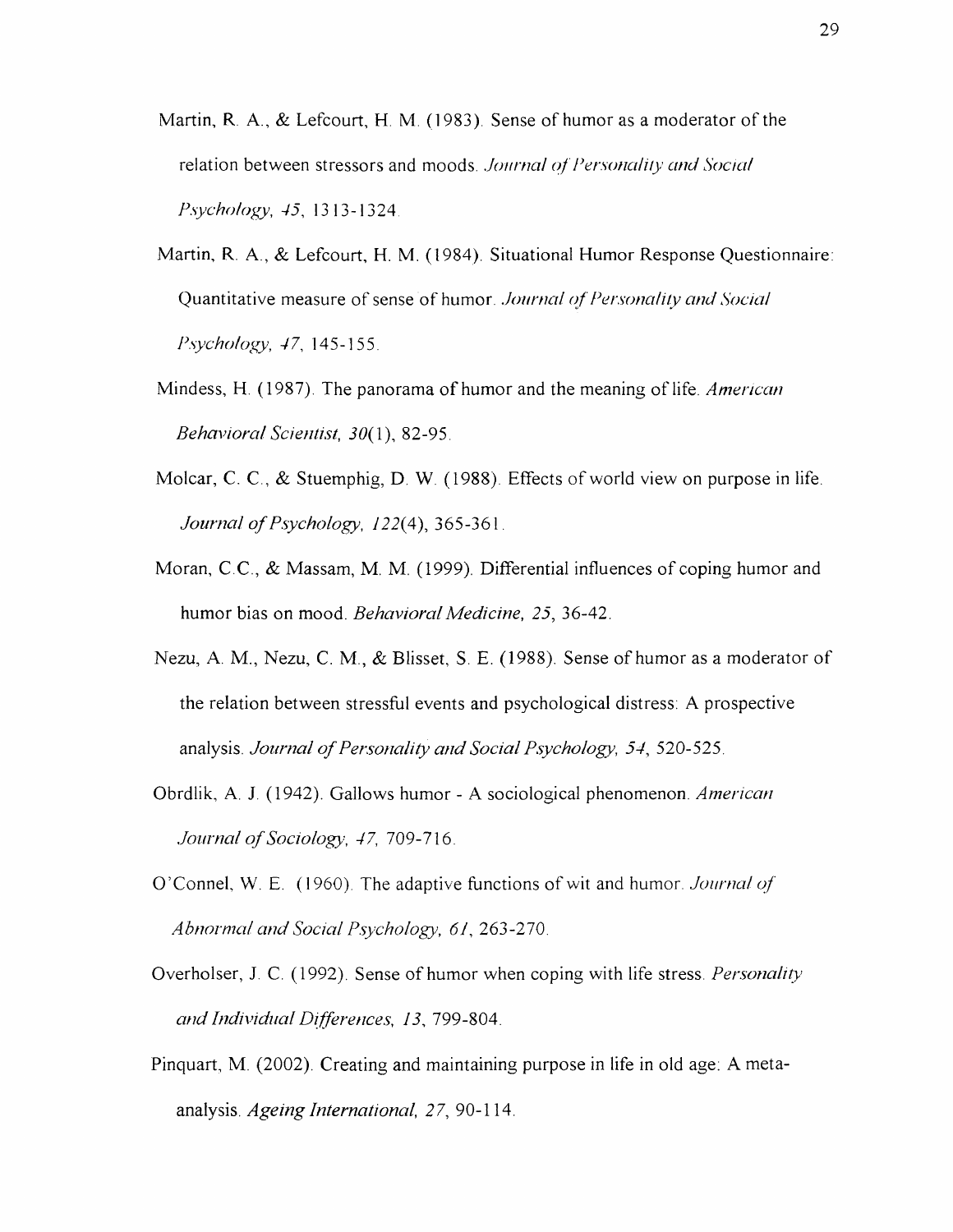Martin, R. A., & Lefcourt, H. M. (1983). Sense of humor as a moderator of the relation between stressors and moods. *Journal of Personality and Social Psychology, 45*, 1313-1324.

Martin, R. A., & Lefcourt, H. M. (1984). Situational Humor Response Questionnaire: Quantitative measure of sense of humor. *Journal of Personality and Social Psychology, 47*, 145-155.

Mindess, H. (1987). The panorama of humor and the meaning of life. *American Behavioral Scientist, 30*(1), 82-95.

Molcar, C. C., & Stuemphig, D. W. (1988). Effects of world view on purpose in life. *Journal of Psychology, 122*(4), 365-361.

Moran, C.C., & Massam, M. M. (1999). Differential influences of coping humor and humor bias on mood. *Behavioral Medicine, 25*, 36-42.

Nezu, A. M., Nezu, C. M., & Blisset, S. E. (1988). Sense of humor as a moderator of the relation between stressful events and psychological distress: A prospective analysis. *Journal of Personality and Social Psychology, 54*, 520-525.

Obrdlik, A. J. (1942). Gallows humor - A sociological phenomenon. *American Journal of Sociology, 47*, 709-716.

O'Connel, W. E. (1960). The adaptive functions of wit and humor. *Journal of Abnormal and Social Psychology, 61*, 263-270.

Overholser, J. C. (1992). Sense of humor when coping with life stress. *Personality and Individual Differences, 13*, 799-804.

Pinquart, M. (2002). Creating and maintaining purpose in life in old age: A meta-analysis. *Ageing International, 27*, 90-114.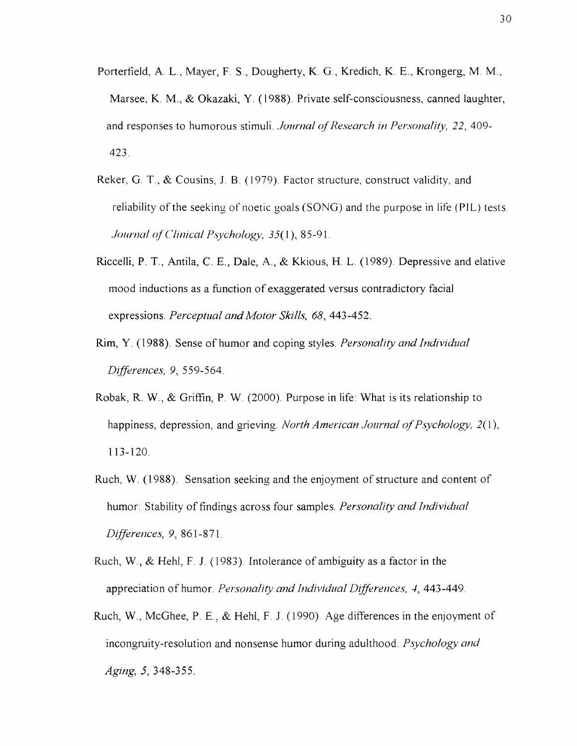Porterfield, A. L., Mayer, F. S., Dougherty, K. G., Kredich, K. E., Krongerg, M. M., Marsee, K. M., & Okazaki, Y. (1988). Private self-consciousness, canned laughter, and responses to humorous stimuli. *Journal of Research in Personality, 22*, 409-423.

Reker, G. T., & Cousins, J. B. (1979). Factor structure, construct validity, and reliability of the seeking of noetic goals (SONG) and the purpose in life (PIL) tests. *Journal of Clinical Psychology, 35*(1), 85-91.

Riccelli, P. T., Antila, C. E., Dale, A., & Kkious, H. L. (1989). Depressive and elative mood inductions as a function of exaggerated versus contradictory facial expressions. *Perceptual and Motor Skills, 68*, 443-452.

Rim, Y. (1988). Sense of humor and coping styles. *Personality and Individual Differences, 9*, 559-564.

Robak, R. W., & Griffin, P. W. (2000). Purpose in life: What is its relationship to happiness, depression, and grieving. *North American Journal of Psychology, 2*(1), 113-120.

Ruch, W. (1988). Sensation seeking and the enjoyment of structure and content of humor: Stability of findings across four samples. *Personality and Individual Differences, 9*, 861-871.

Ruch, W., & Hehl, F. J. (1983). Intolerance of ambiguity as a factor in the appreciation of humor. *Personality and Individual Differences, 4*, 443-449.

Ruch, W., McGhee, P. E., & Hehl, F. J. (1990). Age differences in the enjoyment of incongruity-resolution and nonsense humor during adulthood. *Psychology and Aging, 5*, 348-355.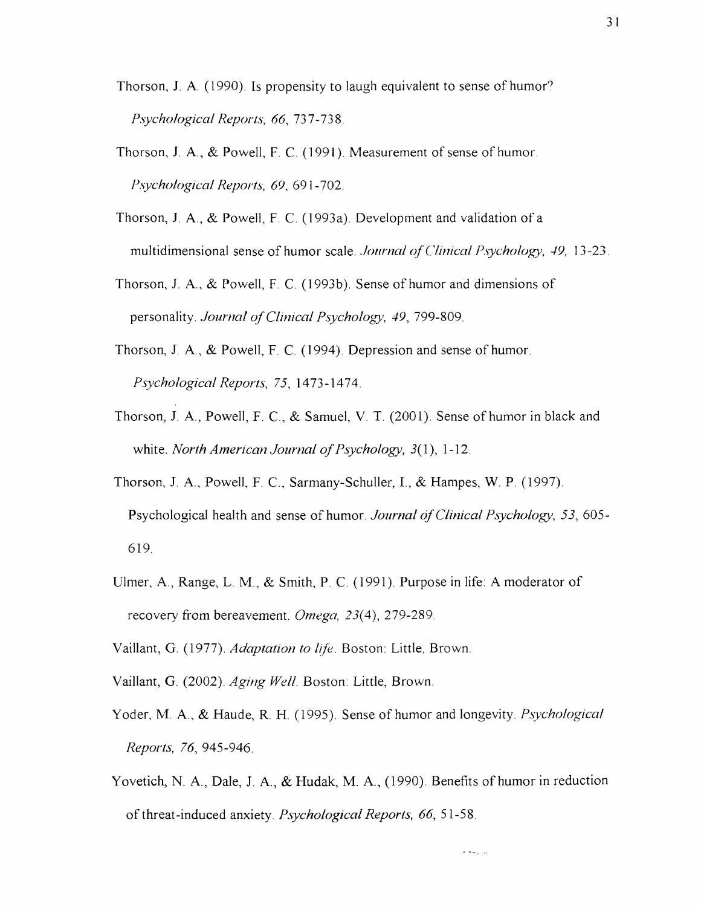Thorson, J. A. (1990). Is propensity to laugh equivalent to sense of humor? *Psychological Reports, 66*, 737-738.

Thorson, J. A., & Powell, F. C. (1991). Measurement of sense of humor. *Psychological Reports, 69*, 691-702.

Thorson, J. A., & Powell, F. C. (1993a). Development and validation of a multidimensional sense of humor scale. *Journal of Clinical Psychology, 49,* 13-23.

Thorson, J. A., & Powell, F. C. (1993b). Sense of humor and dimensions of personality. *Journal of Clinical Psychology, 49*, 799-809.

Thorson, J. A., & Powell, F. C. (1994). Depression and sense of humor. *Psychological Reports, 75*, 1473-1474.

Thorson, J. A., Powell, F. C., & Samuel, V. T. (2001). Sense of humor in black and white. *North American Journal of Psychology, 3*(1), 1-12.

Thorson, J. A., Powell, F. C., Sarmany-Schuller, I., & Hampes, W. P. (1997). Psychological health and sense of humor. *Journal of Clinical Psychology, 53*, 605-619.

Ulmer, A., Range, L. M., & Smith, P. C. (1991). Purpose in life: A moderator of recovery from bereavement. *Omega, 23*(4), 279-289.

Vaillant, G. (1977). *Adaptation to life*. Boston: Little, Brown.

Vaillant, G. (2002). *Aging Well*. Boston: Little, Brown.

Yoder, M. A., & Haude, R. H. (1995). Sense of humor and longevity. *Psychological Reports, 76*, 945-946.

Yovetich, N. A., Dale, J. A., & Hudak, M. A., (1990). Benefits of humor in reduction of threat-induced anxiety. *Psychological Reports, 66*, 51-58.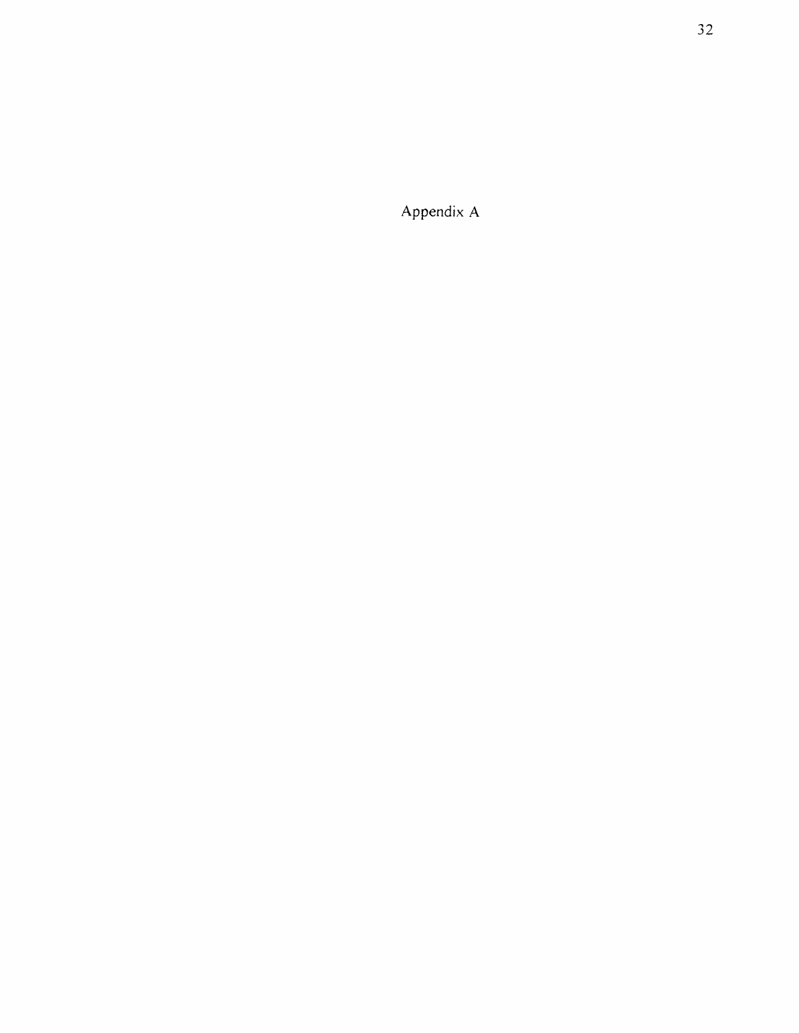# Appendix A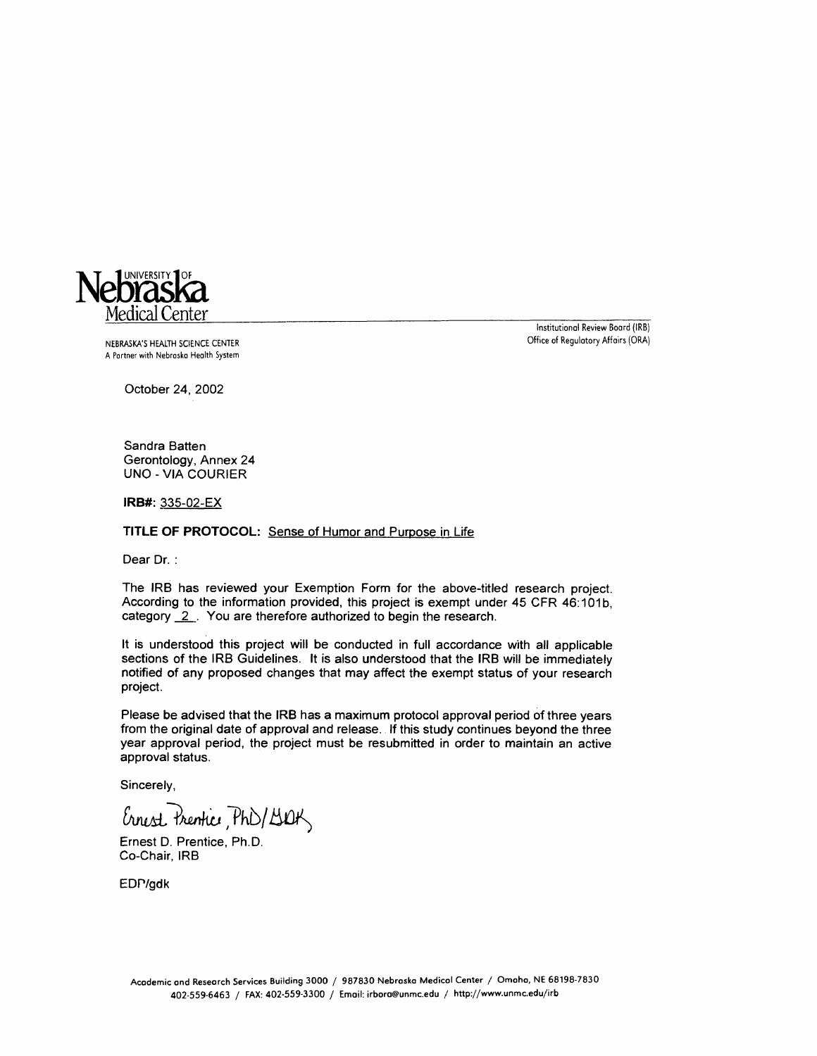University of Nebraska Medical Center

NEBRASKA'S HEALTH SCIENCE CENTER
A Partner with Nebraska Health System

Institutional Review Board (IRB)
Office of Regulatory Affairs (ORA)

October 24, 2002

Sandra Batten
Gerontology, Annex 24
UNO - VIA COURIER

**IRB#:** 335-02-EX

**TITLE OF PROTOCOL:** Sense of Humor and Purpose in Life

Dear Dr. :

The IRB has reviewed your Exemption Form for the above-titled research project. According to the information provided, this project is exempt under 45 CFR 46:101b, category 2. You are therefore authorized to begin the research.

It is understood this project will be conducted in full accordance with all applicable sections of the IRB Guidelines. It is also understood that the IRB will be immediately notified of any proposed changes that may affect the exempt status of your research project.

Please be advised that the IRB has a maximum protocol approval period of three years from the original date of approval and release. If this study continues beyond the three year approval period, the project must be resubmitted in order to maintain an active approval status.

Sincerely,

Ernest Prentice, PhD/GDK

Ernest D. Prentice, Ph.D.
Co-Chair, IRB

EDP/gdk

Academic and Research Services Building 3000 / 987830 Nebraska Medical Center / Omaha, NE 68198-7830
402-559-6463 / FAX: 402-559-3300 / Email: irbora@unmc.edu / http://www.unmc.edu/irb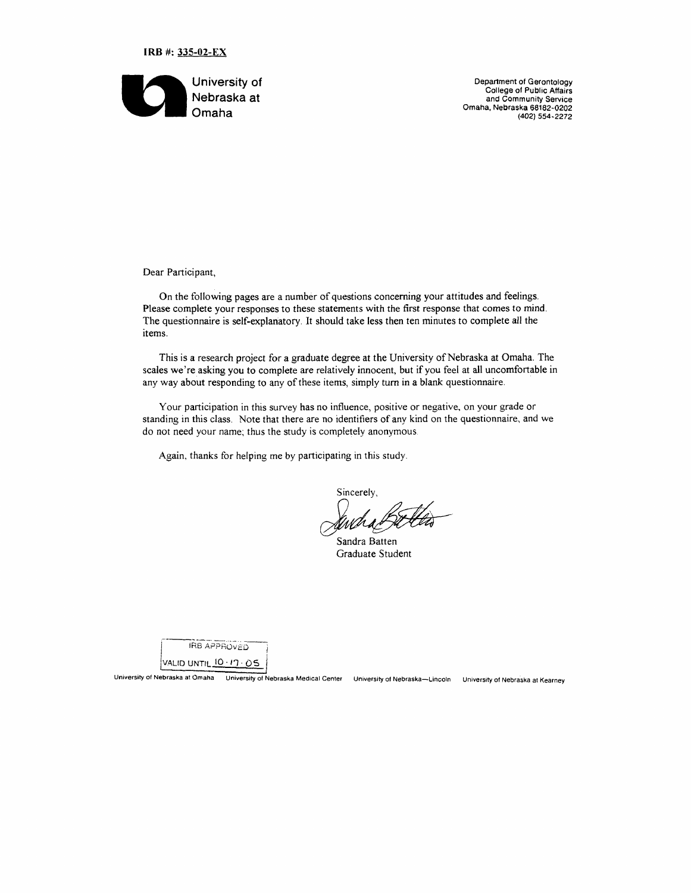**IRB #: 335-02-EX**

University of Nebraska at Omaha

Department of Gerontology
College of Public Affairs
and Community Service
Omaha, Nebraska 68182-0202
(402) 554-2272

Dear Participant,

On the following pages are a number of questions concerning your attitudes and feelings. Please complete your responses to these statements with the first response that comes to mind. The questionnaire is self-explanatory. It should take less then ten minutes to complete all the items.

This is a research project for a graduate degree at the University of Nebraska at Omaha. The scales we're asking you to complete are relatively innocent, but if you feel at all uncomfortable in any way about responding to any of these items, simply turn in a blank questionnaire.

Your participation in this survey has no influence, positive or negative, on your grade or standing in this class. Note that there are no identifiers of any kind on the questionnaire, and we do not need your name; thus the study is completely anonymous.

Again, thanks for helping me by participating in this study.

Sincerely,

Sandra Batten
Graduate Student

IRB APPROVED
VALID UNTIL 10 · 17 · 05

University of Nebraska at Omaha — University of Nebraska Medical Center — University of Nebraska—Lincoln — University of Nebraska at Kearney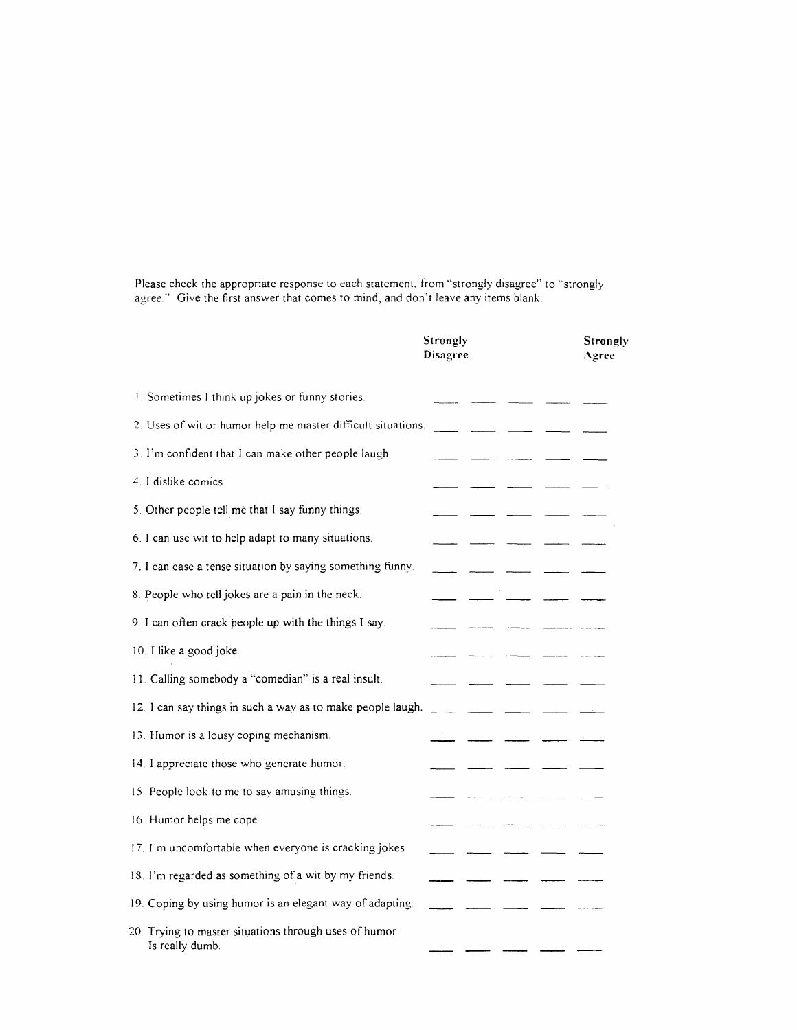Please check the appropriate response to each statement, from "strongly disagree" to "strongly agree." Give the first answer that comes to mind, and don't leave any items blank.

| | Strongly Disagree | | | | Strongly Agree |
|---|---|---|---|---|---|
| 1. Sometimes I think up jokes or funny stories. | ___ | ___ | ___ | ___ | ___ |
| 2. Uses of wit or humor help me master difficult situations. | ___ | ___ | ___ | ___ | ___ |
| 3. I'm confident that I can make other people laugh. | ___ | ___ | ___ | ___ | ___ |
| 4. I dislike comics. | ___ | ___ | ___ | ___ | ___ |
| 5. Other people tell me that I say funny things. | ___ | ___ | ___ | ___ | ___ |
| 6. I can use wit to help adapt to many situations. | ___ | ___ | ___ | ___ | ___ |
| 7. I can ease a tense situation by saying something funny. | ___ | ___ | ___ | ___ | ___ |
| 8. People who tell jokes are a pain in the neck. | ___ | ___ | ___ | ___ | ___ |
| 9. I can often crack people up with the things I say. | ___ | ___ | ___ | ___ | ___ |
| 10. I like a good joke. | ___ | ___ | ___ | ___ | ___ |
| 11. Calling somebody a "comedian" is a real insult. | ___ | ___ | ___ | ___ | ___ |
| 12. I can say things in such a way as to make people laugh. | ___ | ___ | ___ | ___ | ___ |
| 13. Humor is a lousy coping mechanism. | ___ | ___ | ___ | ___ | ___ |
| 14. I appreciate those who generate humor. | ___ | ___ | ___ | ___ | ___ |
| 15. People look to me to say amusing things. | ___ | ___ | ___ | ___ | ___ |
| 16. Humor helps me cope. | ___ | ___ | ___ | ___ | ___ |
| 17. I'm uncomfortable when everyone is cracking jokes. | ___ | ___ | ___ | ___ | ___ |
| 18. I'm regarded as something of a wit by my friends. | ___ | ___ | ___ | ___ | ___ |
| 19. Coping by using humor is an elegant way of adapting. | ___ | ___ | ___ | ___ | ___ |
| 20. Trying to master situations through uses of humor Is really dumb. | ___ | ___ | ___ | ___ | ___ |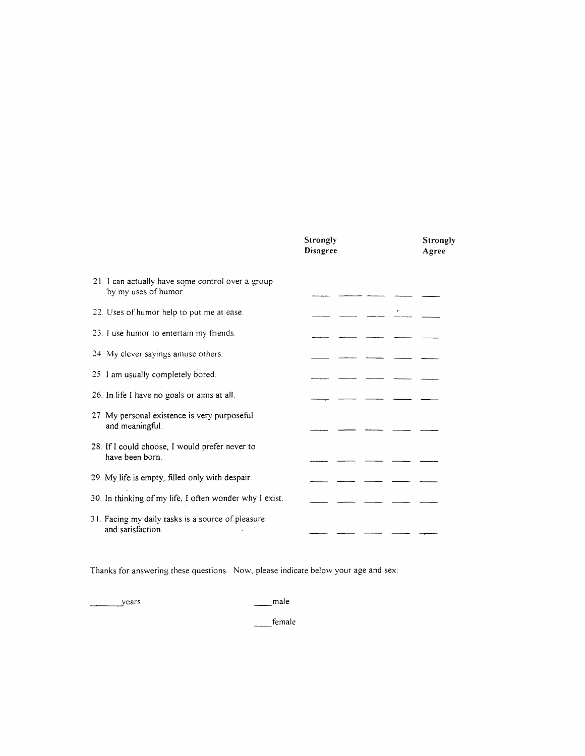| | Strongly Disagree | | | | Strongly Agree |
|---|---|---|---|---|---|
| 21. I can actually have some control over a group by my uses of humor. | ____ | ____ | ____ | ____ | ____ |
| 22. Uses of humor help to put me at ease. | ____ | ____ | ____ | ____ | ____ |
| 23. I use humor to entertain my friends. | ____ | ____ | ____ | ____ | ____ |
| 24. My clever sayings amuse others. | ____ | ____ | ____ | ____ | ____ |
| 25. I am usually completely bored. | ____ | ____ | ____ | ____ | ____ |
| 26. In life I have no goals or aims at all. | ____ | ____ | ____ | ____ | ____ |
| 27. My personal existence is very purposeful and meaningful. | ____ | ____ | ____ | ____ | ____ |
| 28. If I could choose, I would prefer never to have been born. | ____ | ____ | ____ | ____ | ____ |
| 29. My life is empty, filled only with despair. | ____ | ____ | ____ | ____ | ____ |
| 30. In thinking of my life, I often wonder why I exist. | ____ | ____ | ____ | ____ | ____ |
| 31. Facing my daily tasks is a source of pleasure and satisfaction. | ____ | ____ | ____ | ____ | ____ |

Thanks for answering these questions. Now, please indicate below your age and sex:

________years

____male

____female